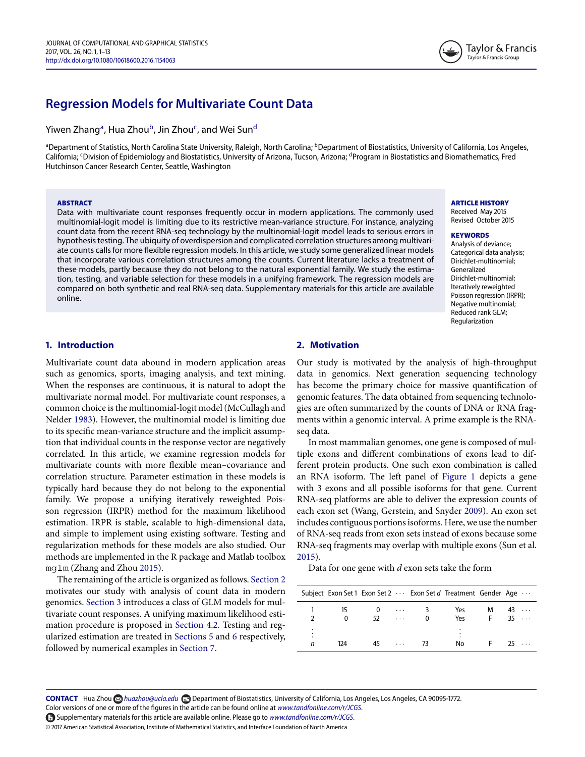# Regression Models for Multivariate Count Data

Yiwen Zhang[a], Hua Zhou[b], Jin Zhou[c], and Wei Sun[d]

[a]Department of Statistics, North Carolina State University, Raleigh, North Carolina; [b]Department of Biostatistics, University of California, Los Angeles, California; [c]Division of Epidemiology and Biostatistics, University of Arizona, Tucson, Arizona; [d]Program in Biostatistics and Biomathematics, Fred Hutchinson Cancer Research Center, Seattle, Washington

**ABSTRACT**

Data with multivariate count responses frequently occur in modern applications. The commonly used multinomial-logit model is limiting due to its restrictive mean-variance structure. For instance, analyzing count data from the recent RNA-seq technology by the multinomial-logit model leads to serious errors in hypothesis testing. The ubiquity of overdispersion and complicated correlation structures among multivariate counts calls for more flexible regression models. In this article, we study some generalized linear models that incorporate various correlation structures among the counts. Current literature lacks a treatment of these models, partly because they do not belong to the natural exponential family. We study the estimation, testing, and variable selection for these models in a unifying framework. The regression models are compared on both synthetic and real RNA-seq data. Supplementary materials for this article are available online.

**ARTICLE HISTORY**

Received May 2015
Revised October 2015

**KEYWORDS**

Analysis of deviance; Categorical data analysis; Dirichlet-multinomial; Generalized Dirichlet-multinomial; Iteratively reweighted Poisson regression (IRPR); Negative multinomial; Reduced rank GLM; Regularization

## 1. Introduction

Multivariate count data abound in modern application areas such as genomics, sports, imaging analysis, and text mining. When the responses are continuous, it is natural to adopt the multivariate normal model. For multivariate count responses, a common choice is the multinomial-logit model (McCullagh and Nelder 1983). However, the multinomial model is limiting due to its specific mean-variance structure and the implicit assumption that individual counts in the response vector are negatively correlated. In this article, we examine regression models for multivariate counts with more flexible mean–covariance and correlation structure. Parameter estimation in these models is typically hard because they do not belong to the exponential family. We propose a unifying iteratively reweighted Poisson regression (IRPR) method for the maximum likelihood estimation. IRPR is stable, scalable to high-dimensional data, and simple to implement using existing software. Testing and regularization methods for these models are also studied. Our methods are implemented in the R package and Matlab toolbox `mglm` (Zhang and Zhou 2015).

The remaining of the article is organized as follows. Section 2 motivates our study with analysis of count data in modern genomics. Section 3 introduces a class of GLM models for multivariate count responses. A unifying maximum likelihood estimation procedure is proposed in Section 4.2. Testing and regularized estimation are treated in Sections 5 and 6 respectively, followed by numerical examples in Section 7.

## 2. Motivation

Our study is motivated by the analysis of high-throughput data in genomics. Next generation sequencing technology has become the primary choice for massive quantification of genomic features. The data obtained from sequencing technologies are often summarized by the counts of DNA or RNA fragments within a genomic interval. A prime example is the RNA-seq data.

In most mammalian genomes, one gene is composed of multiple exons and different combinations of exons lead to different protein products. One such exon combination is called an RNA isoform. The left panel of Figure 1 depicts a gene with 3 exons and all possible isoforms for that gene. Current RNA-seq platforms are able to deliver the expression counts of each exon set (Wang, Gerstein, and Snyder 2009). An exon set includes contiguous portions isoforms. Here, we use the number of RNA-seq reads from exon sets instead of exons because some RNA-seq fragments may overlap with multiple exons (Sun et al. 2015).

Data for one gene with $d$ exon sets take the form

| Subject | Exon Set 1 | Exon Set 2 | $\cdots$ | Exon Set $d$ | Treatment | Gender | Age | $\cdots$ |
|---|---|---|---|---|---|---|---|---|
| 1 | 15 | 0 | $\cdots$ | 3 | Yes | M | 43 | $\cdots$ |
| 2 | 0 | 52 | $\cdots$ | 0 | Yes | F | 35 | $\cdots$ |
| $\vdots$ | | | | | $\vdots$ | | | |
| $n$ | 124 | 45 | $\cdots$ | 73 | No | F | 25 | $\cdots$ |

**CONTACT** Hua Zhou huazhou@ucla.edu Department of Biostatistics, University of California, Los Angeles, Los Angeles, CA 90095-1772.
Color versions of one or more of the figures in the article can be found online at www.tandfonline.com/r/JCGS.
Supplementary materials for this article are available online. Please go to www.tandfonline.com/r/JCGS.
© 2017 American Statistical Association, Institute of Mathematical Statistics, and Interface Foundation of North America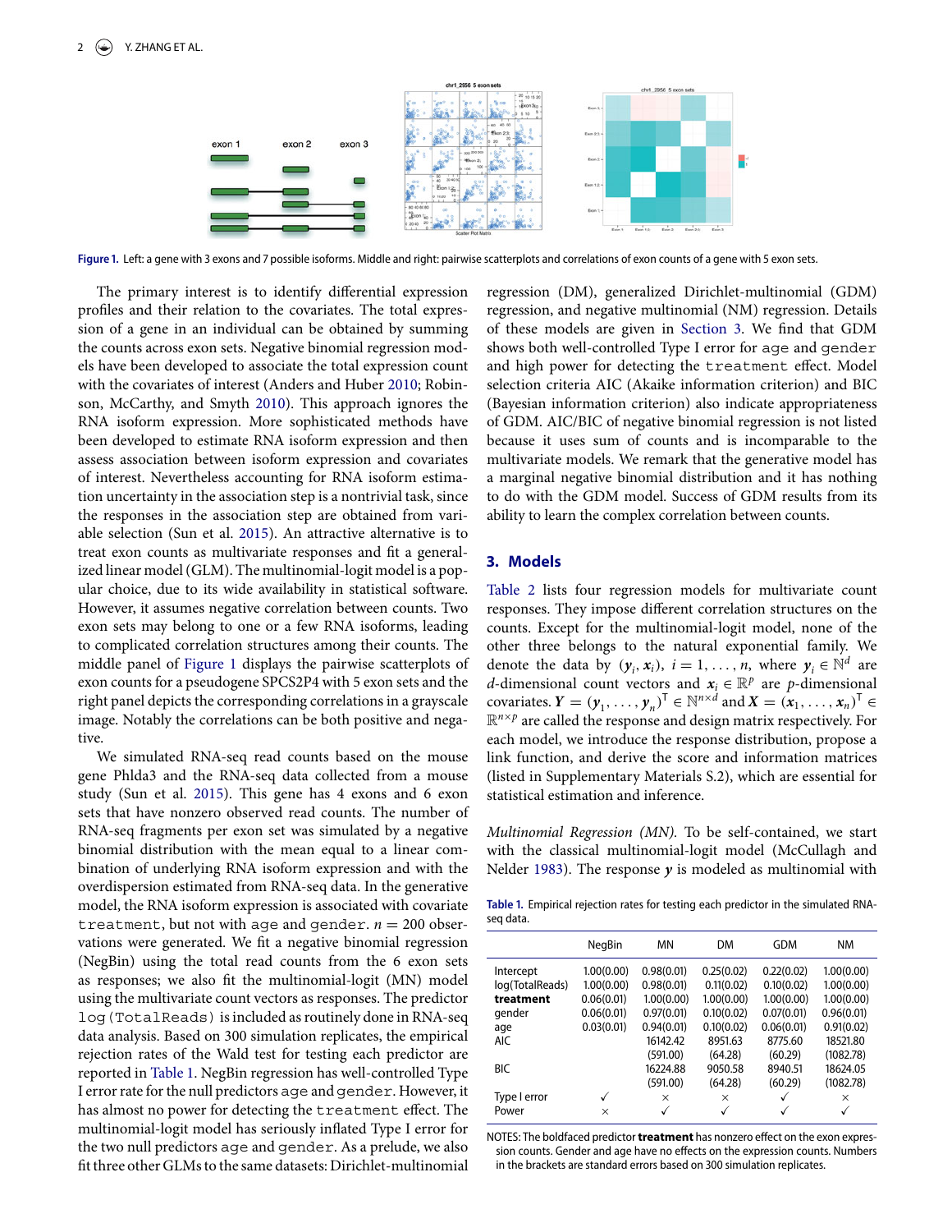Figure 1. Left: a gene with 3 exons and 7 possible isoforms. Middle and right: pairwise scatterplots and correlations of exon counts of a gene with 5 exon sets.

The primary interest is to identify differential expression profiles and their relation to the covariates. The total expression of a gene in an individual can be obtained by summing the counts across exon sets. Negative binomial regression models have been developed to associate the total expression count with the covariates of interest (Anders and Huber 2010; Robinson, McCarthy, and Smyth 2010). This approach ignores the RNA isoform expression. More sophisticated methods have been developed to estimate RNA isoform expression and then assess association between isoform expression and covariates of interest. Nevertheless accounting for RNA isoform estimation uncertainty in the association step is a nontrivial task, since the responses in the association step are obtained from variable selection (Sun et al. 2015). An attractive alternative is to treat exon counts as multivariate responses and fit a generalized linear model (GLM). The multinomial-logit model is a popular choice, due to its wide availability in statistical software. However, it assumes negative correlation between counts. Two exon sets may belong to one or a few RNA isoforms, leading to complicated correlation structures among their counts. The middle panel of Figure 1 displays the pairwise scatterplots of exon counts for a pseudogene SPCS2P4 with 5 exon sets and the right panel depicts the corresponding correlations in a grayscale image. Notably the correlations can be both positive and negative.

We simulated RNA-seq read counts based on the mouse gene Phlda3 and the RNA-seq data collected from a mouse study (Sun et al. 2015). This gene has 4 exons and 6 exon sets that have nonzero observed read counts. The number of RNA-seq fragments per exon set was simulated by a negative binomial distribution with the mean equal to a linear combination of underlying RNA isoform expression and with the overdispersion estimated from RNA-seq data. In the generative model, the RNA isoform expression is associated with covariate `treatment`, but not with `age` and `gender`. $n = 200$ observations were generated. We fit a negative binomial regression (NegBin) using the total read counts from the 6 exon sets as responses; we also fit the multinomial-logit (MN) model using the multivariate count vectors as responses. The predictor `log(TotalReads)` is included as routinely done in RNA-seq data analysis. Based on 300 simulation replicates, the empirical rejection rates of the Wald test for testing each predictor are reported in Table 1. NegBin regression has well-controlled Type I error rate for the null predictors `age` and `gender`. However, it has almost no power for detecting the `treatment` effect. The multinomial-logit model has seriously inflated Type I error for the two null predictors `age` and `gender`. As a prelude, we also fit three other GLMs to the same datasets: Dirichlet-multinomial regression (DM), generalized Dirichlet-multinomial (GDM) regression, and negative multinomial (NM) regression. Details of these models are given in Section 3. We find that GDM shows both well-controlled Type I error for `age` and `gender` and high power for detecting the `treatment` effect. Model selection criteria AIC (Akaike information criterion) and BIC (Bayesian information criterion) also indicate appropriateness of GDM. AIC/BIC of negative binomial regression is not listed because it uses sum of counts and is incomparable to the multivariate models. We remark that the generative model has a marginal negative binomial distribution and it has nothing to do with the GDM model. Success of GDM results from its ability to learn the complex correlation between counts.

## 3. Models

Table 2 lists four regression models for multivariate count responses. They impose different correlation structures on the counts. Except for the multinomial-logit model, none of the other three belongs to the natural exponential family. We denote the data by $(\boldsymbol{y}_i, \boldsymbol{x}_i)$, $i = 1, \ldots, n$, where $\boldsymbol{y}_i \in \mathbb{N}^d$ are $d$-dimensional count vectors and $\boldsymbol{x}_i \in \mathbb{R}^p$ are $p$-dimensional covariates. $\boldsymbol{Y} = (\boldsymbol{y}_1, \ldots, \boldsymbol{y}_n)^\top \in \mathbb{N}^{n\times d}$ and $\boldsymbol{X} = (\boldsymbol{x}_1, \ldots, \boldsymbol{x}_n)^\top \in \mathbb{R}^{n\times p}$ are called the response and design matrix respectively. For each model, we introduce the response distribution, propose a link function, and derive the score and information matrices (listed in Supplementary Materials S.2), which are essential for statistical estimation and inference.

*Multinomial Regression (MN).* To be self-contained, we start with the classical multinomial-logit model (McCullagh and Nelder 1983). The response $\boldsymbol{y}$ is modeled as multinomial with

Table 1. Empirical rejection rates for testing each predictor in the simulated RNA-seq data.

| | NegBin | MN | DM | GDM | NM |
|---|---|---|---|---|---|
| Intercept | 1.00(0.00) | 0.98(0.01) | 0.25(0.02) | 0.22(0.02) | 1.00(0.00) |
| log(TotalReads) | 1.00(0.00) | 0.98(0.01) | 0.11(0.02) | 0.10(0.02) | 1.00(0.00) |
| **treatment** | 0.06(0.01) | 1.00(0.00) | 1.00(0.00) | 1.00(0.00) | 1.00(0.00) |
| gender | 0.06(0.01) | 0.97(0.01) | 0.10(0.02) | 0.07(0.01) | 0.96(0.01) |
| age | 0.03(0.01) | 0.94(0.01) | 0.10(0.02) | 0.06(0.01) | 0.91(0.02) |
| AIC | | 16142.42 (591.00) | 8951.63 (64.28) | 8775.60 (60.29) | 18521.80 (1082.78) |
| BIC | | 16224.88 (591.00) | 9050.58 (64.28) | 8940.51 (60.29) | 18624.05 (1082.78) |
| Type I error | ✓ | × | × | ✓ | × |
| Power | × | ✓ | ✓ | ✓ | ✓ |

NOTES: The boldfaced predictor **treatment** has nonzero effect on the exon expression counts. Gender and age have no effects on the expression counts. Numbers in the brackets are standard errors based on 300 simulation replicates.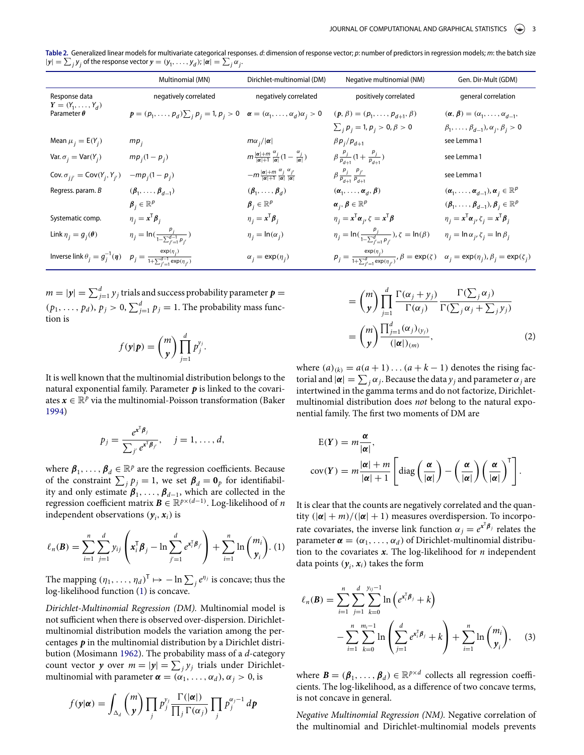**Table 2.** Generalized linear models for multivariate categorical responses. $d$: dimension of response vector; $p$: number of predictors in regression models; $m$: the batch size $|y| = \sum_j y_j$ of the response vector $\boldsymbol{y} = (y_1, \ldots, y_d)$; $|\boldsymbol{\alpha}| = \sum_j \alpha_j$.

| | Multinomial (MN) | Dirichlet-multinomial (DM) | Negative multinomial (NM) | Gen. Dir-Mult (GDM) |
|---|---|---|---|---|
| Response data $\boldsymbol{Y} = (Y_1, \ldots, Y_d)$ | negatively correlated | negatively correlated | positively correlated | general correlation |
| Parameter $\boldsymbol{\theta}$ | $\boldsymbol{p} = (p_1, \ldots, p_d) \sum_j p_j = 1, p_j > 0$ | $\boldsymbol{\alpha} = (\alpha_1, \ldots, \alpha_d) \alpha_j > 0$ | $(\boldsymbol{p}, \beta) = (p_1, \ldots, p_{d+1}, \beta)$ $\sum_j p_j = 1, p_j > 0, \beta > 0$ | $(\boldsymbol{\alpha}, \boldsymbol{\beta}) = (\alpha_1, \ldots, \alpha_{d-1},$ $\beta_1, \ldots, \beta_{d-1}), \alpha_j, \beta_j > 0$ |
| Mean $\mu_j = \mathrm{E}(Y_j)$ | $mp_j$ | $m\alpha_j/|\boldsymbol{\alpha}|$ | $\beta p_j / p_{d+1}$ | see Lemma 1 |
| Var. $\sigma_j = \mathrm{Var}(Y_j)$ | $mp_j(1 - p_j)$ | $m\frac{|\boldsymbol{\alpha}|+m}{|\boldsymbol{\alpha}|+1}\frac{\alpha_j}{|\boldsymbol{\alpha}|}(1 - \frac{\alpha_j}{|\boldsymbol{\alpha}|})$ | $\beta \frac{p_j}{p_{d+1}}(1 + \frac{p_j}{p_{d+1}})$ | see Lemma 1 |
| Cov. $\sigma_{jj'} = \mathrm{Cov}(Y_j, Y_{j'})$ | $-mp_j(1 - p_j)$ | $-m\frac{|\boldsymbol{\alpha}|+m}{|\boldsymbol{\alpha}|+1}\frac{\alpha_j}{|\boldsymbol{\alpha}|}\frac{\alpha_{j'}}{|\boldsymbol{\alpha}|}$ | $\beta \frac{p_j}{p_{d+1}}\frac{p_{j'}}{p_{d+1}}$ | see Lemma 1 |
| Regress. param. $B$ | $(\boldsymbol{\beta}_1, \ldots, \boldsymbol{\beta}_{d-1})$ $\boldsymbol{\beta}_j \in \mathbb{R}^p$ | $(\boldsymbol{\beta}_1, \ldots, \boldsymbol{\beta}_d)$ $\boldsymbol{\beta}_j \in \mathbb{R}^p$ | $(\boldsymbol{\alpha}_1, \ldots, \boldsymbol{\alpha}_d, \boldsymbol{\beta})$ $\boldsymbol{\alpha}_j, \boldsymbol{\beta} \in \mathbb{R}^p$ | $(\boldsymbol{\alpha}_1, \ldots, \boldsymbol{\alpha}_{d-1}), \boldsymbol{\alpha}_j \in \mathbb{R}^p$ $(\boldsymbol{\beta}_1, \ldots, \boldsymbol{\beta}_{d-1}), \boldsymbol{\beta}_j \in \mathbb{R}^p$ |
| Systematic comp. | $\eta_j = \boldsymbol{x}^\mathsf{T}\boldsymbol{\beta}_j$ | $\eta_j = \boldsymbol{x}^\mathsf{T}\boldsymbol{\beta}_j$ | $\eta_j = \boldsymbol{x}^\mathsf{T}\boldsymbol{\alpha}_j, \zeta = \boldsymbol{x}^\mathsf{T}\boldsymbol{\beta}$ | $\eta_j = \boldsymbol{x}^\mathsf{T}\boldsymbol{\alpha}_j, \zeta_j = \boldsymbol{x}^\mathsf{T}\boldsymbol{\beta}_j$ |
| Link $\eta_j = g_j(\boldsymbol{\theta})$ | $\eta_j = \ln(\frac{p_j}{1 - \sum_{j'=1}^{d-1} p_{j'}})$ | $\eta_j = \ln(\alpha_j)$ | $\eta_j = \ln(\frac{p_j}{1 - \sum_{j'=1}^{d} p_{j'}}), \zeta = \ln(\beta)$ | $\eta_j = \ln \alpha_j, \zeta_j = \ln \beta_j$ |
| Inverse link $\theta_j = g_j^{-1}(\boldsymbol{\eta})$ | $p_j = \frac{\exp(\eta_j)}{1 + \sum_{j'=1}^{d-1} \exp(\eta_{j'})}$ | $\alpha_j = \exp(\eta_j)$ | $p_j = \frac{\exp(\eta_j)}{1 + \sum_{j'=1}^{d} \exp(\eta_{j'})}, \beta = \exp(\zeta)$ | $\alpha_j = \exp(\eta_j), \beta_j = \exp(\zeta_j)$ |

$m = |\boldsymbol{y}| = \sum_{j=1}^d y_j$ trials and success probability parameter $\boldsymbol{p} = (p_1, \ldots, p_d)$, $p_j > 0$, $\sum_{j=1}^d p_j = 1$. The probability mass function is

$$f(\boldsymbol{y}|\boldsymbol{p}) = \binom{m}{\boldsymbol{y}} \prod_{j=1}^d p_j^{y_j}.$$

It is well known that the multinomial distribution belongs to the natural exponential family. Parameter $\boldsymbol{p}$ is linked to the covariates $\boldsymbol{x} \in \mathbb{R}^p$ via the multinomial-Poisson transformation (Baker 1994)

$$p_j = \frac{e^{\boldsymbol{x}^\mathsf{T}\boldsymbol{\beta}_j}}{\sum_{j'} e^{\boldsymbol{x}^\mathsf{T}\boldsymbol{\beta}_{j'}}}, \quad j = 1, \ldots, d,$$

where $\boldsymbol{\beta}_1, \ldots, \boldsymbol{\beta}_d \in \mathbb{R}^p$ are the regression coefficients. Because of the constraint $\sum_j p_j = 1$, we set $\boldsymbol{\beta}_d = \boldsymbol{0}_p$ for identifiability and only estimate $\boldsymbol{\beta}_1, \ldots, \boldsymbol{\beta}_{d-1}$, which are collected in the regression coefficient matrix $\boldsymbol{B} \in \mathbb{R}^{p \times (d-1)}$. Log-likelihood of $n$ independent observations $(\boldsymbol{y}_i, \boldsymbol{x}_i)$ is

$$\ell_n(\boldsymbol{B}) = \sum_{i=1}^n \sum_{j=1}^d y_{ij} \left( \boldsymbol{x}_i^\mathsf{T}\boldsymbol{\beta}_j - \ln \sum_{j'=1}^d e^{\boldsymbol{x}_i^\mathsf{T}\boldsymbol{\beta}_{j'}} \right) + \sum_{i=1}^n \ln \binom{m_i}{\boldsymbol{y}_i}. \quad (1)$$

The mapping $(\eta_1, \ldots, \eta_d)^\mathsf{T} \mapsto -\ln \sum_j e^{\eta_j}$ is concave; thus the log-likelihood function (1) is concave.

*Dirichlet-Multinomial Regression (DM).* Multinomial model is not sufficient when there is observed over-dispersion. Dirichlet-multinomial distribution models the variation among the percentages $\boldsymbol{p}$ in the multinomial distribution by a Dirichlet distribution (Mosimann 1962). The probability mass of a $d$-category count vector $\boldsymbol{y}$ over $m = |\boldsymbol{y}| = \sum_j y_j$ trials under Dirichlet-multinomial with parameter $\boldsymbol{\alpha} = (\alpha_1, \ldots, \alpha_d)$, $\alpha_j > 0$, is

$$f(\boldsymbol{y}|\boldsymbol{\alpha}) = \int_{\Delta_d} \binom{m}{\boldsymbol{y}} \prod_j p_j^{y_j} \frac{\Gamma(|\boldsymbol{\alpha}|)}{\prod_j \Gamma(\alpha_j)} \prod_j p_j^{\alpha_j - 1} \, d\boldsymbol{p}$$

$$= \binom{m}{\boldsymbol{y}} \prod_{j=1}^d \frac{\Gamma(\alpha_j + y_j)}{\Gamma(\alpha_j)} \frac{\Gamma(\sum_j \alpha_j)}{\Gamma(\sum_j \alpha_j + \sum_j y_j)}$$

$$= \binom{m}{\boldsymbol{y}} \frac{\prod_{j=1}^d (\alpha_j)_{(y_j)}}{(|\boldsymbol{\alpha}|)_{(m)}}, \quad (2)$$

where $(a)_{(k)} = a(a+1)\ldots(a+k-1)$ denotes the rising factorial and $|\boldsymbol{\alpha}| = \sum_j \alpha_j$. Because the data $y_j$ and parameter $\alpha_j$ are intertwined in the gamma terms and do not factorize, Dirichlet-multinomial distribution does *not* belong to the natural exponential family. The first two moments of DM are

$$\mathrm{E}(\boldsymbol{Y}) = m\frac{\boldsymbol{\alpha}}{|\boldsymbol{\alpha}|},$$

$$\mathrm{cov}(\boldsymbol{Y}) = m\frac{|\boldsymbol{\alpha}| + m}{|\boldsymbol{\alpha}| + 1}\left[\mathrm{diag}\left(\frac{\boldsymbol{\alpha}}{|\boldsymbol{\alpha}|}\right) - \left(\frac{\boldsymbol{\alpha}}{|\boldsymbol{\alpha}|}\right)\left(\frac{\boldsymbol{\alpha}}{|\boldsymbol{\alpha}|}\right)^\mathsf{T}\right].$$

It is clear that the counts are negatively correlated and the quantity $(|\boldsymbol{\alpha}| + m)/(|\boldsymbol{\alpha}| + 1)$ measures overdispersion. To incorporate covariates, the inverse link function $\alpha_j = e^{\boldsymbol{x}^\mathsf{T}\boldsymbol{\beta}_j}$ relates the parameter $\boldsymbol{\alpha} = (\alpha_1, \ldots, \alpha_d)$ of Dirichlet-multinomial distribution to the covariates $\boldsymbol{x}$. The log-likelihood for $n$ independent data points $(\boldsymbol{y}_i, \boldsymbol{x}_i)$ takes the form

$$\ell_n(\boldsymbol{B}) = \sum_{i=1}^n \sum_{j=1}^d \sum_{k=0}^{y_{ij}-1} \ln\left(e^{\boldsymbol{x}_i^\mathsf{T}\boldsymbol{\beta}_j} + k\right) - \sum_{i=1}^n \sum_{k=0}^{m_i - 1} \ln\left(\sum_{j=1}^d e^{\boldsymbol{x}_i^\mathsf{T}\boldsymbol{\beta}_j} + k\right) + \sum_{i=1}^n \ln\binom{m_i}{\boldsymbol{y}_i}, \quad (3)$$

where $\boldsymbol{B} = (\boldsymbol{\beta}_1, \ldots, \boldsymbol{\beta}_d) \in \mathbb{R}^{p \times d}$ collects all regression coefficients. The log-likelihood, as a difference of two concave terms, is not concave in general.

*Negative Multinomial Regression (NM).* Negative correlation of the multinomial and Dirichlet-multinomial models prevents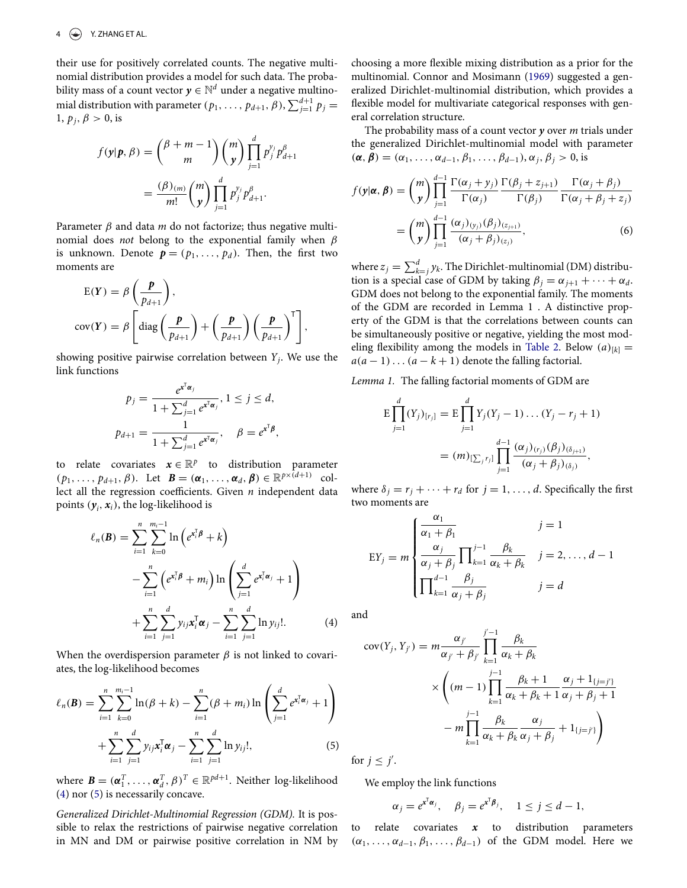their use for positively correlated counts. The negative multinomial distribution provides a model for such data. The probability mass of a count vector $\boldsymbol{y} \in \mathbb{N}^d$ under a negative multinomial distribution with parameter $(p_1, \ldots, p_{d+1}, \beta)$, $\sum_{j=1}^{d+1} p_j = 1$, $p_j, \beta > 0$, is

$$
\begin{aligned}
f(\boldsymbol{y}|\boldsymbol{p}, \beta) &= \binom{\beta + m - 1}{m} \binom{m}{\boldsymbol{y}} \prod_{j=1}^{d} p_j^{y_j} p_{d+1}^{\beta} \\
&= \frac{(\beta)_{(m)}}{m!} \binom{m}{\boldsymbol{y}} \prod_{j=1}^{d} p_j^{y_j} p_{d+1}^{\beta}.
\end{aligned}
$$

Parameter $\beta$ and data $m$ do not factorize; thus negative multinomial does *not* belong to the exponential family when $\beta$ is unknown. Denote $\boldsymbol{p} = (p_1, \ldots, p_d)$. Then, the first two moments are

$$
\begin{aligned}
\mathrm{E}(\boldsymbol{Y}) &= \beta \left( \frac{\boldsymbol{p}}{p_{d+1}} \right), \\
\mathrm{cov}(\boldsymbol{Y}) &= \beta \left[ \mathrm{diag}\left( \frac{\boldsymbol{p}}{p_{d+1}} \right) + \left( \frac{\boldsymbol{p}}{p_{d+1}} \right) \left( \frac{\boldsymbol{p}}{p_{d+1}} \right)^{\mathsf{T}} \right],
\end{aligned}
$$

showing positive pairwise correlation between $Y_j$. We use the link functions

$$
\begin{aligned}
p_j &= \frac{e^{\boldsymbol{x}^{\mathsf{T}} \boldsymbol{\alpha}_j}}{1 + \sum_{j=1}^{d} e^{\boldsymbol{x}^{\mathsf{T}} \boldsymbol{\alpha}_j}}, \ 1 \le j \le d, \\
p_{d+1} &= \frac{1}{1 + \sum_{j=1}^{d} e^{\boldsymbol{x}^{\mathsf{T}} \boldsymbol{\alpha}_j}}, \quad \beta = e^{\boldsymbol{x}^{\mathsf{T}} \boldsymbol{\beta}},
\end{aligned}
$$

to relate covariates $\boldsymbol{x} \in \mathbb{R}^p$ to distribution parameter $(p_1, \ldots, p_{d+1}, \beta)$. Let $\boldsymbol{B} = (\boldsymbol{\alpha}_1, \ldots, \boldsymbol{\alpha}_d, \boldsymbol{\beta}) \in \mathbb{R}^{p \times (d+1)}$ collect all the regression coefficients. Given $n$ independent data points $(\boldsymbol{y}_i, \boldsymbol{x}_i)$, the log-likelihood is

$$
\begin{aligned}
\ell_n(\boldsymbol{B}) &= \sum_{i=1}^{n} \sum_{k=0}^{m_i - 1} \ln\left( e^{\boldsymbol{x}_i^{\mathsf{T}} \boldsymbol{\beta}} + k \right) \\
&\quad - \sum_{i=1}^{n} \left( e^{\boldsymbol{x}_i^{\mathsf{T}} \boldsymbol{\beta}} + m_i \right) \ln\left( \sum_{j=1}^{d} e^{\boldsymbol{x}_i^{\mathsf{T}} \boldsymbol{\alpha}_j} + 1 \right) \\
&\quad + \sum_{i=1}^{n} \sum_{j=1}^{d} y_{ij} \boldsymbol{x}_i^{\mathsf{T}} \boldsymbol{\alpha}_j - \sum_{i=1}^{n} \sum_{j=1}^{d} \ln y_{ij}!. \qquad (4)
\end{aligned}
$$

When the overdispersion parameter $\beta$ is not linked to covariates, the log-likelihood becomes

$$
\begin{aligned}
\ell_n(\boldsymbol{B}) &= \sum_{i=1}^{n} \sum_{k=0}^{m_i - 1} \ln(\beta + k) - \sum_{i=1}^{n} (\beta + m_i) \ln\left( \sum_{j=1}^{d} e^{\boldsymbol{x}_i^{\mathsf{T}} \boldsymbol{\alpha}_j} + 1 \right) \\
&\quad + \sum_{i=1}^{n} \sum_{j=1}^{d} y_{ij} \boldsymbol{x}_i^{\mathsf{T}} \boldsymbol{\alpha}_j - \sum_{i=1}^{n} \sum_{j=1}^{d} \ln y_{ij}!, \qquad (5)
\end{aligned}
$$

where $\boldsymbol{B} = (\boldsymbol{\alpha}_1^T, \ldots, \boldsymbol{\alpha}_d^T, \beta)^T \in \mathbb{R}^{pd+1}$. Neither log-likelihood (4) nor (5) is necessarily concave.

*Generalized Dirichlet-Multinomial Regression (GDM).* It is possible to relax the restrictions of pairwise negative correlation in MN and DM or pairwise positive correlation in NM by choosing a more flexible mixing distribution as a prior for the multinomial. Connor and Mosimann (1969) suggested a generalized Dirichlet-multinomial distribution, which provides a flexible model for multivariate categorical responses with general correlation structure.

The probability mass of a count vector $\boldsymbol{y}$ over $m$ trials under the generalized Dirichlet-multinomial model with parameter $(\boldsymbol{\alpha}, \boldsymbol{\beta}) = (\alpha_1, \ldots, \alpha_{d-1}, \beta_1, \ldots, \beta_{d-1})$, $\alpha_j, \beta_j > 0$, is

$$
\begin{aligned}
f(\boldsymbol{y}|\boldsymbol{\alpha}, \boldsymbol{\beta}) &= \binom{m}{\boldsymbol{y}} \prod_{j=1}^{d-1} \frac{\Gamma(\alpha_j + y_j)}{\Gamma(\alpha_j)} \frac{\Gamma(\beta_j + z_{j+1})}{\Gamma(\beta_j)} \frac{\Gamma(\alpha_j + \beta_j)}{\Gamma(\alpha_j + \beta_j + z_j)} \\
&= \binom{m}{\boldsymbol{y}} \prod_{j=1}^{d-1} \frac{(\alpha_j)_{(y_j)} (\beta_j)_{(z_{j+1})}}{(\alpha_j + \beta_j)_{(z_j)}}, \qquad (6)
\end{aligned}
$$

where $z_j = \sum_{k=j}^{d} y_k$. The Dirichlet-multinomial (DM) distribution is a special case of GDM by taking $\beta_j = \alpha_{j+1} + \cdots + \alpha_d$. GDM does not belong to the exponential family. The moments of the GDM are recorded in Lemma 1 . A distinctive property of the GDM is that the correlations between counts can be simultaneously positive or negative, yielding the most modeling flexibility among the models in Table 2. Below $(a)_{[k]} = a(a-1)\ldots(a-k+1)$ denote the falling factorial.

*Lemma 1.* The falling factorial moments of GDM are

$$
\begin{aligned}
\mathrm{E} \prod_{j=1}^{d} (Y_j)_{[r_j]} &= \mathrm{E} \prod_{j=1}^{d} Y_j (Y_j - 1) \ldots (Y_j - r_j + 1) \\
&= (m)_{[\sum_j r_j]} \prod_{j=1}^{d-1} \frac{(\alpha_j)_{(r_j)} (\beta_j)_{(\delta_{j+1})}}{(\alpha_j + \beta_j)_{(\delta_j)}},
\end{aligned}
$$

where $\delta_j = r_j + \cdots + r_d$ for $j = 1, \ldots, d$. Specifically the first two moments are

$$
\mathrm{E} Y_j = m \begin{cases} \dfrac{\alpha_1}{\alpha_1 + \beta_1} & j = 1 \\[2ex] \dfrac{\alpha_j}{\alpha_j + \beta_j} \prod_{k=1}^{j-1} \dfrac{\beta_k}{\alpha_k + \beta_k} & j = 2, \ldots, d-1 \\[2ex] \prod_{k=1}^{d-1} \dfrac{\beta_j}{\alpha_j + \beta_j} & j = d \end{cases}
$$

and

$$
\begin{aligned}
\mathrm{cov}(Y_j, Y_{j'}) &= m \frac{\alpha_{j'}}{\alpha_{j'} + \beta_{j'}} \prod_{k=1}^{j'-1} \frac{\beta_k}{\alpha_k + \beta_k} \\
&\quad \times \left( (m-1) \prod_{k=1}^{j-1} \frac{\beta_k + 1}{\alpha_k + \beta_k + 1} \frac{\alpha_j + 1_{\{j=j'\}}}{\alpha_j + \beta_j + 1} \right. \\
&\quad \left. - m \prod_{k=1}^{j-1} \frac{\beta_k}{\alpha_k + \beta_k} \frac{\alpha_j}{\alpha_j + \beta_j} + 1_{\{j=j'\}} \right)
\end{aligned}
$$

for $j \le j'$.

We employ the link functions

$$
\alpha_j = e^{\boldsymbol{x}^{\mathsf{T}} \boldsymbol{\alpha}_j}, \quad \beta_j = e^{\boldsymbol{x}^{\mathsf{T}} \boldsymbol{\beta}_j}, \quad 1 \le j \le d-1,
$$

to relate covariates $\boldsymbol{x}$ to distribution parameters $(\alpha_1, \ldots, \alpha_{d-1}, \beta_1, \ldots, \beta_{d-1})$ of the GDM model. Here we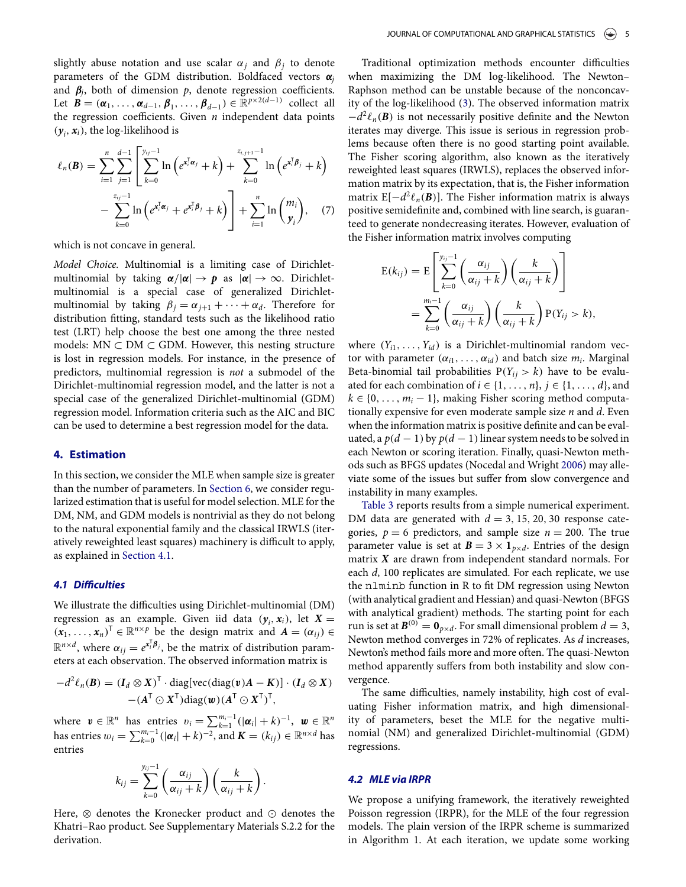slightly abuse notation and use scalar $\alpha_j$ and $\beta_j$ to denote parameters of the GDM distribution. Boldfaced vectors $\boldsymbol{\alpha}_j$ and $\boldsymbol{\beta}_j$, both of dimension $p$, denote regression coefficients. Let $\boldsymbol{B} = (\boldsymbol{\alpha}_1, \ldots, \boldsymbol{\alpha}_{d-1}, \boldsymbol{\beta}_1, \ldots, \boldsymbol{\beta}_{d-1}) \in \mathbb{R}^{p \times 2(d-1)}$ collect all the regression coefficients. Given $n$ independent data points $(\boldsymbol{y}_i, \boldsymbol{x}_i)$, the log-likelihood is

$$
\ell_n(\boldsymbol{B}) = \sum_{i=1}^{n} \sum_{j=1}^{d-1} \left[ \sum_{k=0}^{y_{ij}-1} \ln\left(e^{\boldsymbol{x}_i^{\mathsf{T}} \boldsymbol{\alpha}_j} + k\right) + \sum_{k=0}^{z_{i,j+1}-1} \ln\left(e^{\boldsymbol{x}_i^{\mathsf{T}} \boldsymbol{\beta}_j} + k\right) - \sum_{k=0}^{z_{ij}-1} \ln\left(e^{\boldsymbol{x}_i^{\mathsf{T}} \boldsymbol{\alpha}_j} + e^{\boldsymbol{x}_i^{\mathsf{T}} \boldsymbol{\beta}_j} + k\right) \right] + \sum_{i=1}^{n} \ln \binom{m_i}{\boldsymbol{y}_i}, \quad (7)
$$

which is not concave in general.

*Model Choice.* Multinomial is a limiting case of Dirichlet-multinomial by taking $\boldsymbol{\alpha}/|\boldsymbol{\alpha}| \to \boldsymbol{p}$ as $|\boldsymbol{\alpha}| \to \infty$. Dirichlet-multinomial is a special case of generalized Dirichlet-multinomial by taking $\beta_j = \alpha_{j+1} + \cdots + \alpha_d$. Therefore for distribution fitting, standard tests such as the likelihood ratio test (LRT) help choose the best one among the three nested models: MN $\subset$ DM $\subset$ GDM. However, this nesting structure is lost in regression models. For instance, in the presence of predictors, multinomial regression is *not* a submodel of the Dirichlet-multinomial regression model, and the latter is not a special case of the generalized Dirichlet-multinomial (GDM) regression model. Information criteria such as the AIC and BIC can be used to determine a best regression model for the data.

## 4. Estimation

In this section, we consider the MLE when sample size is greater than the number of parameters. In Section 6, we consider regularized estimation that is useful for model selection. MLE for the DM, NM, and GDM models is nontrivial as they do not belong to the natural exponential family and the classical IRWLS (iteratively reweighted least squares) machinery is difficult to apply, as explained in Section 4.1.

### 4.1 Difficulties

We illustrate the difficulties using Dirichlet-multinomial (DM) regression as an example. Given iid data $(\boldsymbol{y}_i, \boldsymbol{x}_i)$, let $\boldsymbol{X} = (\boldsymbol{x}_1, \ldots, \boldsymbol{x}_n)^{\mathsf{T}} \in \mathbb{R}^{n \times p}$ be the design matrix and $\boldsymbol{A} = (\alpha_{ij}) \in \mathbb{R}^{n \times d}$, where $\alpha_{ij} = e^{\boldsymbol{x}_i^{\mathsf{T}} \boldsymbol{\beta}_j}$, be the matrix of distribution parameters at each observation. The observed information matrix is

$$
-d^2\ell_n(\boldsymbol{B}) = (\boldsymbol{I}_d \otimes \boldsymbol{X})^{\mathsf{T}} \cdot \operatorname{diag}[\operatorname{vec}(\operatorname{diag}(\boldsymbol{v})\boldsymbol{A} - \boldsymbol{K})] \cdot (\boldsymbol{I}_d \otimes \boldsymbol{X}) - (\boldsymbol{A}^{\mathsf{T}} \odot \boldsymbol{X}^{\mathsf{T}}) \operatorname{diag}(\boldsymbol{w}) (\boldsymbol{A}^{\mathsf{T}} \odot \boldsymbol{X}^{\mathsf{T}})^{\mathsf{T}},
$$

where $\boldsymbol{v} \in \mathbb{R}^n$ has entries $v_i = \sum_{k=1}^{m_i-1} (|\boldsymbol{\alpha}_i| + k)^{-1}$, $\boldsymbol{w} \in \mathbb{R}^n$ has entries $w_i = \sum_{k=0}^{m_i-1} (|\boldsymbol{\alpha}_i| + k)^{-2}$, and $\boldsymbol{K} = (k_{ij}) \in \mathbb{R}^{n \times d}$ has entries

$$
k_{ij} = \sum_{k=0}^{y_{ij}-1} \left( \frac{\alpha_{ij}}{\alpha_{ij} + k} \right) \left( \frac{k}{\alpha_{ij} + k} \right).
$$

Here, $\otimes$ denotes the Kronecker product and $\odot$ denotes the Khatri–Rao product. See Supplementary Materials S.2.2 for the derivation.

Traditional optimization methods encounter difficulties when maximizing the DM log-likelihood. The Newton–Raphson method can be unstable because of the nonconcavity of the log-likelihood (3). The observed information matrix $-d^2\ell_n(\boldsymbol{B})$ is not necessarily positive definite and the Newton iterates may diverge. This issue is serious in regression problems because often there is no good starting point available. The Fisher scoring algorithm, also known as the iteratively reweighted least squares (IRWLS), replaces the observed information matrix by its expectation, that is, the Fisher information matrix $\mathrm{E}[-d^2\ell_n(\boldsymbol{B})]$. The Fisher information matrix is always positive semidefinite and, combined with line search, is guaranteed to generate nondecreasing iterates. However, evaluation of the Fisher information matrix involves computing

$$
\mathrm{E}(k_{ij}) = \mathrm{E}\left[ \sum_{k=0}^{y_{ij}-1} \left( \frac{\alpha_{ij}}{\alpha_{ij} + k} \right) \left( \frac{k}{\alpha_{ij} + k} \right) \right] = \sum_{k=0}^{m_i-1} \left( \frac{\alpha_{ij}}{\alpha_{ij} + k} \right) \left( \frac{k}{\alpha_{ij} + k} \right) \mathrm{P}(Y_{ij} > k),
$$

where $(Y_{i1}, \ldots, Y_{id})$ is a Dirichlet-multinomial random vector with parameter $(\alpha_{i1}, \ldots, \alpha_{id})$ and batch size $m_i$. Marginal Beta-binomial tail probabilities $\mathrm{P}(Y_{ij} > k)$ have to be evaluated for each combination of $i \in \{1, \ldots, n\}$, $j \in \{1, \ldots, d\}$, and $k \in \{0, \ldots, m_i - 1\}$, making Fisher scoring method computationally expensive for even moderate sample size $n$ and $d$. Even when the information matrix is positive definite and can be evaluated, a $p(d-1)$ by $p(d-1)$ linear system needs to be solved in each Newton or scoring iteration. Finally, quasi-Newton methods such as BFGS updates (Nocedal and Wright 2006) may alleviate some of the issues but suffer from slow convergence and instability in many examples.

Table 3 reports results from a simple numerical experiment. DM data are generated with $d = 3, 15, 20, 30$ response categories, $p = 6$ predictors, and sample size $n = 200$. The true parameter value is set at $\boldsymbol{B} = 3 \times \mathbf{1}_{p \times d}$. Entries of the design matrix $\boldsymbol{X}$ are drawn from independent standard normals. For each $d$, 100 replicates are simulated. For each replicate, we use the `nlminb` function in R to fit DM regression using Newton (with analytical gradient and Hessian) and quasi-Newton (BFGS with analytical gradient) methods. The starting point for each run is set at $\boldsymbol{B}^{(0)} = \mathbf{0}_{p \times d}$. For small dimensional problem $d = 3$, Newton method converges in 72% of replicates. As $d$ increases, Newton's method fails more and more often. The quasi-Newton method apparently suffers from both instability and slow convergence.

The same difficulties, namely instability, high cost of evaluating Fisher information matrix, and high dimensionality of parameters, beset the MLE for the negative multinomial (NM) and generalized Dirichlet-multinomial (GDM) regressions.

### 4.2 MLE via IRPR

We propose a unifying framework, the iteratively reweighted Poisson regression (IRPR), for the MLE of the four regression models. The plain version of the IRPR scheme is summarized in Algorithm 1. At each iteration, we update some working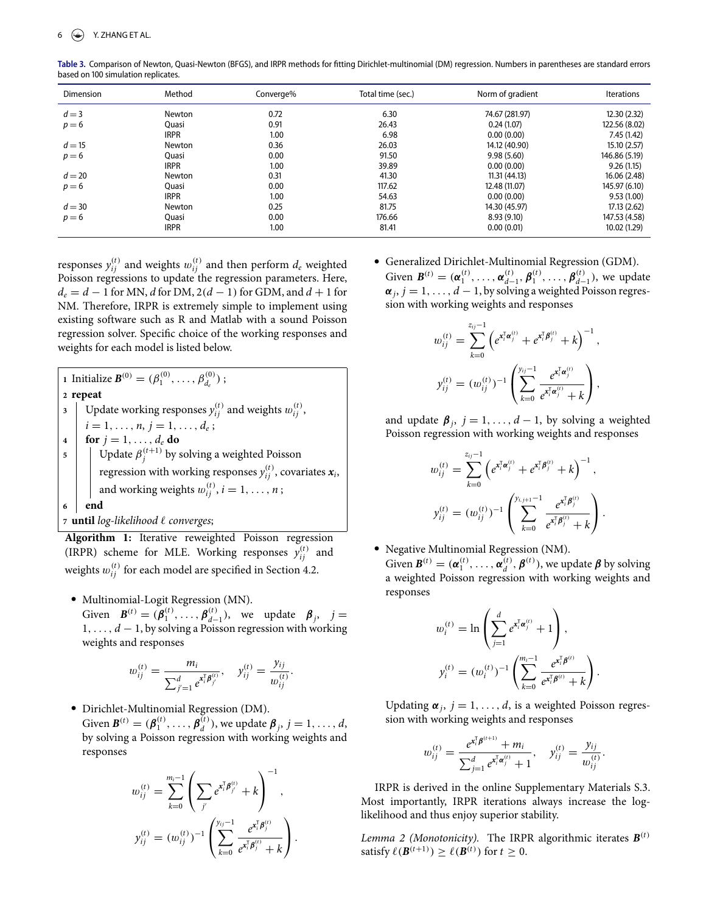**Table 3.** Comparison of Newton, Quasi-Newton (BFGS), and IRPR methods for fitting Dirichlet-multinomial (DM) regression. Numbers in parentheses are standard errors based on 100 simulation replicates.

| Dimension | Method | Converge% | Total time (sec.) | Norm of gradient | Iterations |
|---|---|---|---|---|---|
| $d = 3$ | Newton | 0.72 | 6.30 | 74.67 (281.97) | 12.30 (2.32) |
| $p = 6$ | Quasi | 0.91 | 26.43 | 0.24 (1.07) | 122.56 (8.02) |
| | IRPR | 1.00 | 6.98 | 0.00 (0.00) | 7.45 (1.42) |
| $d = 15$ | Newton | 0.36 | 26.03 | 14.12 (40.90) | 15.10 (2.57) |
| $p = 6$ | Quasi | 0.00 | 91.50 | 9.98 (5.60) | 146.86 (5.19) |
| | IRPR | 1.00 | 39.89 | 0.00 (0.00) | 9.26 (1.15) |
| $d = 20$ | Newton | 0.31 | 41.30 | 11.31 (44.13) | 16.06 (2.48) |
| $p = 6$ | Quasi | 0.00 | 117.62 | 12.48 (11.07) | 145.97 (6.10) |
| | IRPR | 1.00 | 54.63 | 0.00 (0.00) | 9.53 (1.00) |
| $d = 30$ | Newton | 0.25 | 81.75 | 14.30 (45.97) | 17.13 (2.62) |
| $p = 6$ | Quasi | 0.00 | 176.66 | 8.93 (9.10) | 147.53 (4.58) |
| | IRPR | 1.00 | 81.41 | 0.00 (0.01) | 10.02 (1.29) |

responses $y_{ij}^{(t)}$ and weights $w_{ij}^{(t)}$ and then perform $d_e$ weighted Poisson regressions to update the regression parameters. Here, $d_e = d - 1$ for MN, $d$ for DM, $2(d-1)$ for GDM, and $d+1$ for NM. Therefore, IRPR is extremely simple to implement using existing software such as R and Matlab with a sound Poisson regression solver. Specific choice of the working responses and weights for each model is listed below.

```
1 Initialize B^(0) = (β_1^(0), ..., β_{d_e}^(0)) ;
2 repeat
3   Update working responses y_ij^(t) and weights w_ij^(t),
    i = 1, ..., n, j = 1, ..., d_e ;
4   for j = 1, ..., d_e do
5     Update β_j^(t+1) by solving a weighted Poisson
      regression with working responses y_ij^(t), covariates x_i,
      and working weights w_ij^(t), i = 1, ..., n ;
6   end
7 until log-likelihood ℓ converges;
```

**Algorithm 1:** Iterative reweighted Poisson regression (IRPR) scheme for MLE. Working responses $y_{ij}^{(t)}$ and weights $w_{ij}^{(t)}$ for each model are specified in Section 4.2.

- Multinomial-Logit Regression (MN).
  Given $\boldsymbol{B}^{(t)} = (\boldsymbol{\beta}_1^{(t)}, \ldots, \boldsymbol{\beta}_{d-1}^{(t)})$, we update $\boldsymbol{\beta}_j$, $j = 1, \ldots, d-1$, by solving a Poisson regression with working weights and responses

$$w_{ij}^{(t)} = \frac{m_i}{\sum_{j'=1}^{d} e^{\boldsymbol{x}_i^{\mathsf{T}}\boldsymbol{\beta}_{j'}^{(t)}}}, \quad y_{ij}^{(t)} = \frac{y_{ij}}{w_{ij}^{(t)}}.$$

- Dirichlet-Multinomial Regression (DM).
  Given $\boldsymbol{B}^{(t)} = (\boldsymbol{\beta}_1^{(t)}, \ldots, \boldsymbol{\beta}_d^{(t)})$, we update $\boldsymbol{\beta}_j$, $j = 1, \ldots, d$, by solving a Poisson regression with working weights and responses

$$w_{ij}^{(t)} = \sum_{k=0}^{m_i-1} \left( \sum_{j'} e^{\boldsymbol{x}_i^{\mathsf{T}}\boldsymbol{\beta}_{j'}^{(t)}} + k \right)^{-1},$$

$$y_{ij}^{(t)} = (w_{ij}^{(t)})^{-1} \left( \sum_{k=0}^{y_{ij}-1} \frac{e^{\boldsymbol{x}_i^{\mathsf{T}}\boldsymbol{\beta}_j^{(t)}}}{e^{\boldsymbol{x}_i^{\mathsf{T}}\boldsymbol{\beta}_j^{(t)}} + k} \right).$$

- Generalized Dirichlet-Multinomial Regression (GDM).
  Given $\boldsymbol{B}^{(t)} = (\boldsymbol{\alpha}_1^{(t)}, \ldots, \boldsymbol{\alpha}_{d-1}^{(t)}, \boldsymbol{\beta}_1^{(t)}, \ldots, \boldsymbol{\beta}_{d-1}^{(t)})$, we update $\boldsymbol{\alpha}_j$, $j = 1, \ldots, d-1$, by solving a weighted Poisson regression with working weights and responses

$$w_{ij}^{(t)} = \sum_{k=0}^{z_{ij}-1} \left( e^{\boldsymbol{x}_i^{\mathsf{T}}\boldsymbol{\alpha}_j^{(t)}} + e^{\boldsymbol{x}_i^{\mathsf{T}}\boldsymbol{\beta}_j^{(t)}} + k \right)^{-1},$$

$$y_{ij}^{(t)} = (w_{ij}^{(t)})^{-1} \left( \sum_{k=0}^{y_{ij}-1} \frac{e^{\boldsymbol{x}_i^{\mathsf{T}}\boldsymbol{\alpha}_j^{(t)}}}{e^{\boldsymbol{x}_i^{\mathsf{T}}\boldsymbol{\alpha}_j^{(t)}} + k} \right),$$

and update $\boldsymbol{\beta}_j$, $j = 1, \ldots, d-1$, by solving a weighted Poisson regression with working weights and responses

$$w_{ij}^{(t)} = \sum_{k=0}^{z_{ij}-1} \left( e^{\boldsymbol{x}_i^{\mathsf{T}}\boldsymbol{\alpha}_j^{(t)}} + e^{\boldsymbol{x}_i^{\mathsf{T}}\boldsymbol{\beta}_j^{(t)}} + k \right)^{-1},$$

$$y_{ij}^{(t)} = (w_{ij}^{(t)})^{-1} \left( \sum_{k=0}^{y_{i,j+1}-1} \frac{e^{\boldsymbol{x}_i^{\mathsf{T}}\boldsymbol{\beta}_j^{(t)}}}{e^{\boldsymbol{x}_i^{\mathsf{T}}\boldsymbol{\beta}_j^{(t)}} + k} \right).$$

- Negative Multinomial Regression (NM).
  Given $\boldsymbol{B}^{(t)} = (\boldsymbol{\alpha}_1^{(t)}, \ldots, \boldsymbol{\alpha}_d^{(t)}, \boldsymbol{\beta}^{(t)})$, we update $\boldsymbol{\beta}$ by solving a weighted Poisson regression with working weights and responses

$$w_i^{(t)} = \ln \left( \sum_{j=1}^{d} e^{\boldsymbol{x}_i^{\mathsf{T}}\boldsymbol{\alpha}_j^{(t)}} + 1 \right),$$

$$y_i^{(t)} = (w_i^{(t)})^{-1} \left( \sum_{k=0}^{m_i-1} \frac{e^{\boldsymbol{x}_i^{\mathsf{T}}\boldsymbol{\beta}^{(t)}}}{e^{\boldsymbol{x}_i^{\mathsf{T}}\boldsymbol{\beta}^{(t)}} + k} \right).$$

  Updating $\boldsymbol{\alpha}_j$, $j = 1, \ldots, d$, is a weighted Poisson regression with working weights and responses

$$w_{ij}^{(t)} = \frac{e^{\boldsymbol{x}_i^{\mathsf{T}}\boldsymbol{\beta}^{(t+1)}} + m_i}{\sum_{j=1}^{d} e^{\boldsymbol{x}_i^{\mathsf{T}}\boldsymbol{\alpha}_j^{(t)}} + 1}, \quad y_{ij}^{(t)} = \frac{y_{ij}}{w_{ij}^{(t)}}.$$

IRPR is derived in the online Supplementary Materials S.3. Most importantly, IRPR iterations always increase the log-likelihood and thus enjoy superior stability.

*Lemma 2 (Monotonicity).* The IRPR algorithmic iterates $\boldsymbol{B}^{(t)}$ satisfy $\ell(\boldsymbol{B}^{(t+1)}) \geq \ell(\boldsymbol{B}^{(t)})$ for $t \geq 0$.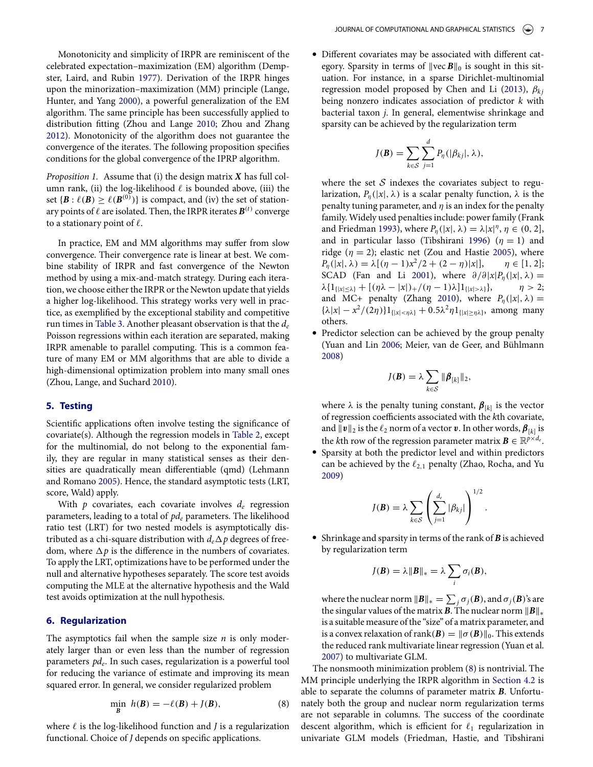Monotonicity and simplicity of IRPR are reminiscent of the celebrated expectation–maximization (EM) algorithm (Dempster, Laird, and Rubin 1977). Derivation of the IRPR hinges upon the minorization–maximization (MM) principle (Lange, Hunter, and Yang 2000), a powerful generalization of the EM algorithm. The same principle has been successfully applied to distribution fitting (Zhou and Lange 2010; Zhou and Zhang 2012). Monotonicity of the algorithm does not guarantee the convergence of the iterates. The following proposition specifies conditions for the global convergence of the IPRP algorithm.

*Proposition 1.* Assume that (i) the design matrix $\boldsymbol{X}$ has full column rank, (ii) the log-likelihood $\ell$ is bounded above, (iii) the set $\{\boldsymbol{B} : \ell(\boldsymbol{B}) \geq \ell(\boldsymbol{B}^{(0)})\}$ is compact, and (iv) the set of stationary points of $\ell$ are isolated. Then, the IRPR iterates $\boldsymbol{B}^{(t)}$ converge to a stationary point of $\ell$.

In practice, EM and MM algorithms may suffer from slow convergence. Their convergence rate is linear at best. We combine stability of IRPR and fast convergence of the Newton method by using a mix-and-match strategy. During each iteration, we choose either the IRPR or the Newton update that yields a higher log-likelihood. This strategy works very well in practice, as exemplified by the exceptional stability and competitive run times in Table 3. Another pleasant observation is that the $d_e$ Poisson regressions within each iteration are separated, making IRPR amenable to parallel computing. This is a common feature of many EM or MM algorithms that are able to divide a high-dimensional optimization problem into many small ones (Zhou, Lange, and Suchard 2010).

## 5. Testing

Scientific applications often involve testing the significance of covariate(s). Although the regression models in Table 2, except for the multinomial, do not belong to the exponential family, they are regular in many statistical senses as their densities are quadratically mean differentiable (qmd) (Lehmann and Romano 2005). Hence, the standard asymptotic tests (LRT, score, Wald) apply.

With $p$ covariates, each covariate involves $d_e$ regression parameters, leading to a total of $pd_e$ parameters. The likelihood ratio test (LRT) for two nested models is asymptotically distributed as a chi-square distribution with $d_e \Delta p$ degrees of freedom, where $\Delta p$ is the difference in the numbers of covariates. To apply the LRT, optimizations have to be performed under the null and alternative hypotheses separately. The score test avoids computing the MLE at the alternative hypothesis and the Wald test avoids optimization at the null hypothesis.

## 6. Regularization

The asymptotics fail when the sample size $n$ is only moderately larger than or even less than the number of regression parameters $pd_e$. In such cases, regularization is a powerful tool for reducing the variance of estimate and improving its mean squared error. In general, we consider regularized problem

$$\min_{\boldsymbol{B}} \; h(\boldsymbol{B}) = -\ell(\boldsymbol{B}) + J(\boldsymbol{B}), \tag{8}$$

where $\ell$ is the log-likelihood function and $J$ is a regularization functional. Choice of $J$ depends on specific applications.

- Different covariates may be associated with different category. Sparsity in terms of $\|\mathrm{vec}\,\boldsymbol{B}\|_0$ is sought in this situation. For instance, in a sparse Dirichlet-multinomial regression model proposed by Chen and Li (2013), $\beta_{kj}$ being nonzero indicates association of predictor $k$ with bacterial taxon $j$. In general, elementwise shrinkage and sparsity can be achieved by the regularization term

$$J(\boldsymbol{B}) = \sum_{k \in \mathcal{S}} \sum_{j=1}^{d} P_\eta(|\beta_{kj}|, \lambda),$$

  where the set $\mathcal{S}$ indexes the covariates subject to regularization, $P_\eta(|x|, \lambda)$ is a scalar penalty function, $\lambda$ is the penalty tuning parameter, and $\eta$ is an index for the penalty family. Widely used penalties include: power family (Frank and Friedman 1993), where $P_\eta(|x|, \lambda) = \lambda |x|^\eta$, $\eta \in (0, 2]$, and in particular lasso (Tibshirani 1996) ($\eta = 1$) and ridge ($\eta = 2$); elastic net (Zou and Hastie 2005), where $P_\eta(|x|, \lambda) = \lambda[(\eta - 1)x^2/2 + (2 - \eta)|x|]$, $\quad \eta \in [1, 2]$; SCAD (Fan and Li 2001), where $\partial/\partial|x| P_\eta(|x|, \lambda) = \lambda\{1_{\{|x| \leq \lambda\}} + [(\eta\lambda - |x|)_+/(\eta - 1)\lambda] 1_{\{|x| > \lambda\}}\}$, $\quad \eta > 2$; and MC+ penalty (Zhang 2010), where $P_\eta(|x|, \lambda) = \{\lambda|x| - x^2/(2\eta)\} 1_{\{|x| < \eta\lambda\}} + 0.5\lambda^2 \eta 1_{\{|x| \geq \eta\lambda\}}$, among many others.
- Predictor selection can be achieved by the group penalty (Yuan and Lin 2006; Meier, van de Geer, and Bühlmann 2008)

$$J(\boldsymbol{B}) = \lambda \sum_{k \in \mathcal{S}} \|\boldsymbol{\beta}_{[k]}\|_2,$$

  where $\lambda$ is the penalty tuning constant, $\boldsymbol{\beta}_{[k]}$ is the vector of regression coefficients associated with the $k$th covariate, and $\|\boldsymbol{v}\|_2$ is the $\ell_2$ norm of a vector $\boldsymbol{v}$. In other words, $\boldsymbol{\beta}_{[k]}$ is the $k$th row of the regression parameter matrix $\boldsymbol{B} \in \mathbb{R}^{p \times d_e}$.
- Sparsity at both the predictor level and within predictors can be achieved by the $\ell_{2,1}$ penalty (Zhao, Rocha, and Yu 2009)

$$J(\boldsymbol{B}) = \lambda \sum_{k \in \mathcal{S}} \left( \sum_{j=1}^{d_e} |\beta_{kj}| \right)^{1/2}.$$

- Shrinkage and sparsity in terms of the rank of $\boldsymbol{B}$ is achieved by regularization term

$$J(\boldsymbol{B}) = \lambda \|\boldsymbol{B}\|_* = \lambda \sum_i \sigma_i(\boldsymbol{B}),$$

  where the nuclear norm $\|\boldsymbol{B}\|_* = \sum_j \sigma_j(\boldsymbol{B})$, and $\sigma_j(\boldsymbol{B})$'s are the singular values of the matrix $\boldsymbol{B}$. The nuclear norm $\|\boldsymbol{B}\|_*$ is a suitable measure of the "size" of a matrix parameter, and is a convex relaxation of $\mathrm{rank}(\boldsymbol{B}) = \|\sigma(\boldsymbol{B})\|_0$. This extends the reduced rank multivariate linear regression (Yuan et al. 2007) to multivariate GLM.

The nonsmooth minimization problem (8) is nontrivial. The MM principle underlying the IRPR algorithm in Section 4.2 is able to separate the columns of parameter matrix $\boldsymbol{B}$. Unfortunately both the group and nuclear norm regularization terms are not separable in columns. The success of the coordinate descent algorithm, which is efficient for $\ell_1$ regularization in univariate GLM models (Friedman, Hastie, and Tibshirani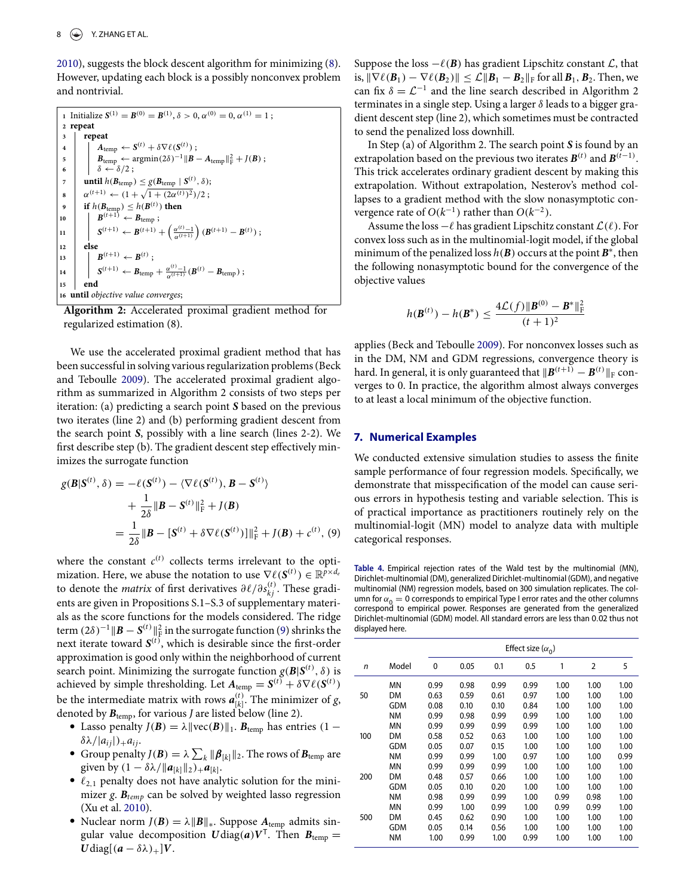2010), suggests the block descent algorithm for minimizing (8). However, updating each block is a possibly nonconvex problem and nontrivial.

```
1  Initialize S^(1) = B^(0) = B^(1), δ > 0, α^(0) = 0, α^(1) = 1 ;
2  repeat
3      repeat
4          A_temp ← S^(t) + δ∇ℓ(S^(t)) ;
5          B_temp ← argmin(2δ)^{-1}||B − A_temp||_F^2 + J(B) ;
6          δ ← δ/2 ;
7      until h(B_temp) ≤ g(B_temp | S^(t), δ);
8      α^(t+1) ← (1 + sqrt(1 + (2α^(t))^2))/2 ;
9      if h(B_temp) ≤ h(B^(t)) then
10         B^(t+1) ← B_temp ;
11         S^(t+1) ← B^(t+1) + ((α^(t) − 1)/α^(t+1)) (B^(t+1) − B^(t)) ;
12     else
13         B^(t+1) ← B^(t) ;
14         S^(t+1) ← B_temp + ((α^(t) − 1)/α^(t+1)) (B^(t) − B_temp) ;
15     end
16 until objective value converges;
```

**Algorithm 2:** Accelerated proximal gradient method for regularized estimation (8).

We use the accelerated proximal gradient method that has been successful in solving various regularization problems (Beck and Teboulle 2009). The accelerated proximal gradient algorithm as summarized in Algorithm 2 consists of two steps per iteration: (a) predicting a search point $\boldsymbol{S}$ based on the previous two iterates (line 2) and (b) performing gradient descent from the search point $\boldsymbol{S}$, possibly with a line search (lines 2-2). We first describe step (b). The gradient descent step effectively minimizes the surrogate function

$$
\begin{aligned}
g(\boldsymbol{B}|\boldsymbol{S}^{(t)}, \delta) &= -\ell(\boldsymbol{S}^{(t)}) - \langle \nabla \ell(\boldsymbol{S}^{(t)}), \boldsymbol{B} - \boldsymbol{S}^{(t)} \rangle \\
&\quad + \frac{1}{2\delta} \|\boldsymbol{B} - \boldsymbol{S}^{(t)}\|_{\mathrm{F}}^2 + J(\boldsymbol{B}) \\
&= \frac{1}{2\delta} \|\boldsymbol{B} - [\boldsymbol{S}^{(t)} + \delta \nabla \ell(\boldsymbol{S}^{(t)})]\|_{\mathrm{F}}^2 + J(\boldsymbol{B}) + c^{(t)}, \quad (9)
\end{aligned}
$$

where the constant $c^{(t)}$ collects terms irrelevant to the optimization. Here, we abuse the notation to use $\nabla \ell(\boldsymbol{S}^{(t)}) \in \mathbb{R}^{p \times d_e}$ to denote the *matrix* of first derivatives $\partial \ell / \partial s_{kj}^{(t)}$. These gradients are given in Propositions S.1–S.3 of supplementary materials as the score functions for the models considered. The ridge term $(2\delta)^{-1}\|\boldsymbol{B} - \boldsymbol{S}^{(t)}\|_{\mathrm{F}}^2$ in the surrogate function (9) shrinks the next iterate toward $\boldsymbol{S}^{(t)}$, which is desirable since the first-order approximation is good only within the neighborhood of current search point. Minimizing the surrogate function $g(\boldsymbol{B}|\boldsymbol{S}^{(t)}, \delta)$ is achieved by simple thresholding. Let $\boldsymbol{A}_{\text{temp}} = \boldsymbol{S}^{(t)} + \delta \nabla \ell(\boldsymbol{S}^{(t)})$ be the intermediate matrix with rows $\boldsymbol{a}_{[k]}^{(t)}$. The minimizer of $g$, denoted by $\boldsymbol{B}_{\text{temp}}$, for various $J$ are listed below (line 2).

- Lasso penalty $J(\boldsymbol{B}) = \lambda \|\text{vec}(\boldsymbol{B})\|_1$. $\boldsymbol{B}_{\text{temp}}$ has entries $(1 - \delta\lambda/|a_{ij}|)_+ a_{ij}$.
- Group penalty $J(\boldsymbol{B}) = \lambda \sum_k \|\boldsymbol{\beta}_{[k]}\|_2$. The rows of $\boldsymbol{B}_{\text{temp}}$ are given by $(1 - \delta\lambda/\|\boldsymbol{a}_{[k]}\|_2)_+ \boldsymbol{a}_{[k]}$.
- $\ell_{2,1}$ penalty does not have analytic solution for the minimizer $g$. $\boldsymbol{B}_{temp}$ can be solved by weighted lasso regression (Xu et al. 2010).
- Nuclear norm $J(\boldsymbol{B}) = \lambda \|\boldsymbol{B}\|_*$. Suppose $\boldsymbol{A}_{\text{temp}}$ admits singular value decomposition $\boldsymbol{U}\text{diag}(\boldsymbol{a})\boldsymbol{V}^{\mathsf{T}}$. Then $\boldsymbol{B}_{\text{temp}} = \boldsymbol{U}\text{diag}[(\boldsymbol{a} - \delta\lambda)_+]\boldsymbol{V}$.

Suppose the loss $-\ell(\boldsymbol{B})$ has gradient Lipschitz constant $\mathcal{L}$, that is, $\|\nabla \ell(\boldsymbol{B}_1) - \nabla \ell(\boldsymbol{B}_2)\| \leq \mathcal{L}\|\boldsymbol{B}_1 - \boldsymbol{B}_2\|_{\mathrm{F}}$ for all $\boldsymbol{B}_1, \boldsymbol{B}_2$. Then, we can fix $\delta = \mathcal{L}^{-1}$ and the line search described in Algorithm 2 terminates in a single step. Using a larger $\delta$ leads to a bigger gradient descent step (line 2), which sometimes must be contracted to send the penalized loss downhill.

In Step (a) of Algorithm 2. The search point $\boldsymbol{S}$ is found by an extrapolation based on the previous two iterates $\boldsymbol{B}^{(t)}$ and $\boldsymbol{B}^{(t-1)}$. This trick accelerates ordinary gradient descent by making this extrapolation. Without extrapolation, Nesterov's method collapses to a gradient method with the slow nonasymptotic convergence rate of $O(k^{-1})$ rather than $O(k^{-2})$.

Assume the loss $-\ell$ has gradient Lipschitz constant $\mathcal{L}(\ell)$. For convex loss such as in the multinomial-logit model, if the global minimum of the penalized loss $h(\boldsymbol{B})$ occurs at the point $\boldsymbol{B}^*$, then the following nonasymptotic bound for the convergence of the objective values

$$
h(\boldsymbol{B}^{(t)}) - h(\boldsymbol{B}^*) \leq \frac{4\mathcal{L}(f)\|\boldsymbol{B}^{(0)} - \boldsymbol{B}^*\|_{\mathrm{F}}^2}{(t+1)^2}
$$

applies (Beck and Teboulle 2009). For nonconvex losses such as in the DM, NM and GDM regressions, convergence theory is hard. In general, it is only guaranteed that $\|\boldsymbol{B}^{(t+1)} - \boldsymbol{B}^{(t)}\|_{\mathrm{F}}$ converges to 0. In practice, the algorithm almost always converges to at least a local minimum of the objective function.

## 7. Numerical Examples

We conducted extensive simulation studies to assess the finite sample performance of four regression models. Specifically, we demonstrate that misspecification of the model can cause serious errors in hypothesis testing and variable selection. This is of practical importance as practitioners routinely rely on the multinomial-logit (MN) model to analyze data with multiple categorical responses.

**Table 4.** Empirical rejection rates of the Wald test by the multinomial (MN), Dirichlet-multinomial (DM), generalized Dirichlet-multinomial (GDM), and negative multinomial (NM) regression models, based on 300 simulation replicates. The column for $\alpha_0 = 0$ corresponds to empirical Type I error rates and the other columns correspond to empirical power. Responses are generated from the generalized Dirichlet-multinomial (GDM) model. All standard errors are less than 0.02 thus not displayed here.

| | | Effect size ($\alpha_0$) | | | | | | |
|---|---|---|---|---|---|---|---|---|
| $n$ | Model | 0 | 0.05 | 0.1 | 0.5 | 1 | 2 | 5 |
| 50 | MN | 0.99 | 0.98 | 0.99 | 0.99 | 1.00 | 1.00 | 1.00 |
| | DM | 0.63 | 0.59 | 0.61 | 0.97 | 1.00 | 1.00 | 1.00 |
| | GDM | 0.08 | 0.10 | 0.10 | 0.84 | 1.00 | 1.00 | 1.00 |
| | NM | 0.99 | 0.98 | 0.99 | 0.99 | 1.00 | 1.00 | 1.00 |
| 100 | MN | 0.99 | 0.99 | 0.99 | 0.99 | 1.00 | 1.00 | 1.00 |
| | DM | 0.58 | 0.52 | 0.63 | 1.00 | 1.00 | 1.00 | 1.00 |
| | GDM | 0.05 | 0.07 | 0.15 | 1.00 | 1.00 | 1.00 | 1.00 |
| | NM | 0.99 | 0.99 | 1.00 | 0.97 | 1.00 | 1.00 | 0.99 |
| 200 | MN | 0.99 | 0.99 | 0.99 | 1.00 | 1.00 | 1.00 | 1.00 |
| | DM | 0.48 | 0.57 | 0.66 | 1.00 | 1.00 | 1.00 | 1.00 |
| | GDM | 0.05 | 0.10 | 0.20 | 1.00 | 1.00 | 1.00 | 1.00 |
| | NM | 0.98 | 0.99 | 0.99 | 1.00 | 0.99 | 0.98 | 1.00 |
| 500 | MN | 0.99 | 1.00 | 0.99 | 1.00 | 0.99 | 0.99 | 1.00 |
| | DM | 0.45 | 0.62 | 0.90 | 1.00 | 1.00 | 1.00 | 1.00 |
| | GDM | 0.05 | 0.14 | 0.56 | 1.00 | 1.00 | 1.00 | 1.00 |
| | NM | 1.00 | 0.99 | 1.00 | 0.99 | 1.00 | 1.00 | 1.00 |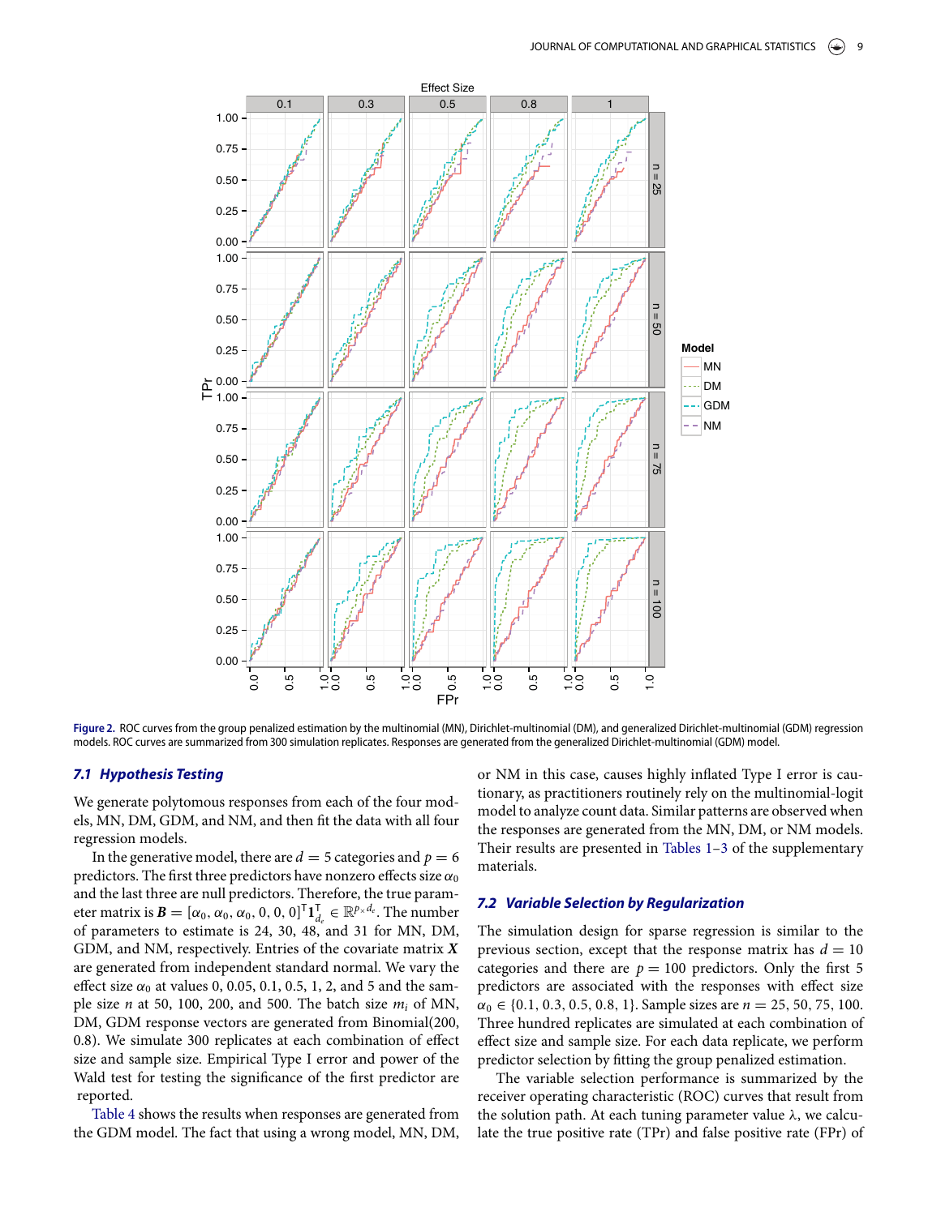**Figure 2.** ROC curves from the group penalized estimation by the multinomial (MN), Dirichlet-multinomial (DM), and generalized Dirichlet-multinomial (GDM) regression models. ROC curves are summarized from 300 simulation replicates. Responses are generated from the generalized Dirichlet-multinomial (GDM) model.

### 7.1 Hypothesis Testing

We generate polytomous responses from each of the four models, MN, DM, GDM, and NM, and then fit the data with all four regression models.

In the generative model, there are $d = 5$ categories and $p = 6$ predictors. The first three predictors have nonzero effects size $\alpha_0$ and the last three are null predictors. Therefore, the true parameter matrix is $\boldsymbol{B} = [\alpha_0, \alpha_0, \alpha_0, 0, 0, 0]^\mathsf{T} \mathbf{1}_{d_e}^\mathsf{T} \in \mathbb{R}^{p \times d_e}$. The number of parameters to estimate is 24, 30, 48, and 31 for MN, DM, GDM, and NM, respectively. Entries of the covariate matrix $\boldsymbol{X}$ are generated from independent standard normal. We vary the effect size $\alpha_0$ at values 0, 0.05, 0.1, 0.5, 1, 2, and 5 and the sample size $n$ at 50, 100, 200, and 500. The batch size $m_i$ of MN, DM, GDM response vectors are generated from Binomial(200, 0.8). We simulate 300 replicates at each combination of effect size and sample size. Empirical Type I error and power of the Wald test for testing the significance of the first predictor are reported.

Table 4 shows the results when responses are generated from the GDM model. The fact that using a wrong model, MN, DM, or NM in this case, causes highly inflated Type I error is cautionary, as practitioners routinely rely on the multinomial-logit model to analyze count data. Similar patterns are observed when the responses are generated from the MN, DM, or NM models. Their results are presented in Tables 1–3 of the supplementary materials.

### 7.2 Variable Selection by Regularization

The simulation design for sparse regression is similar to the previous section, except that the response matrix has $d = 10$ categories and there are $p = 100$ predictors. Only the first 5 predictors are associated with the responses with effect size $\alpha_0 \in \{0.1, 0.3, 0.5, 0.8, 1\}$. Sample sizes are $n = 25, 50, 75, 100$. Three hundred replicates are simulated at each combination of effect size and sample size. For each data replicate, we perform predictor selection by fitting the group penalized estimation.

The variable selection performance is summarized by the receiver operating characteristic (ROC) curves that result from the solution path. At each tuning parameter value $\lambda$, we calculate the true positive rate (TPr) and false positive rate (FPr) of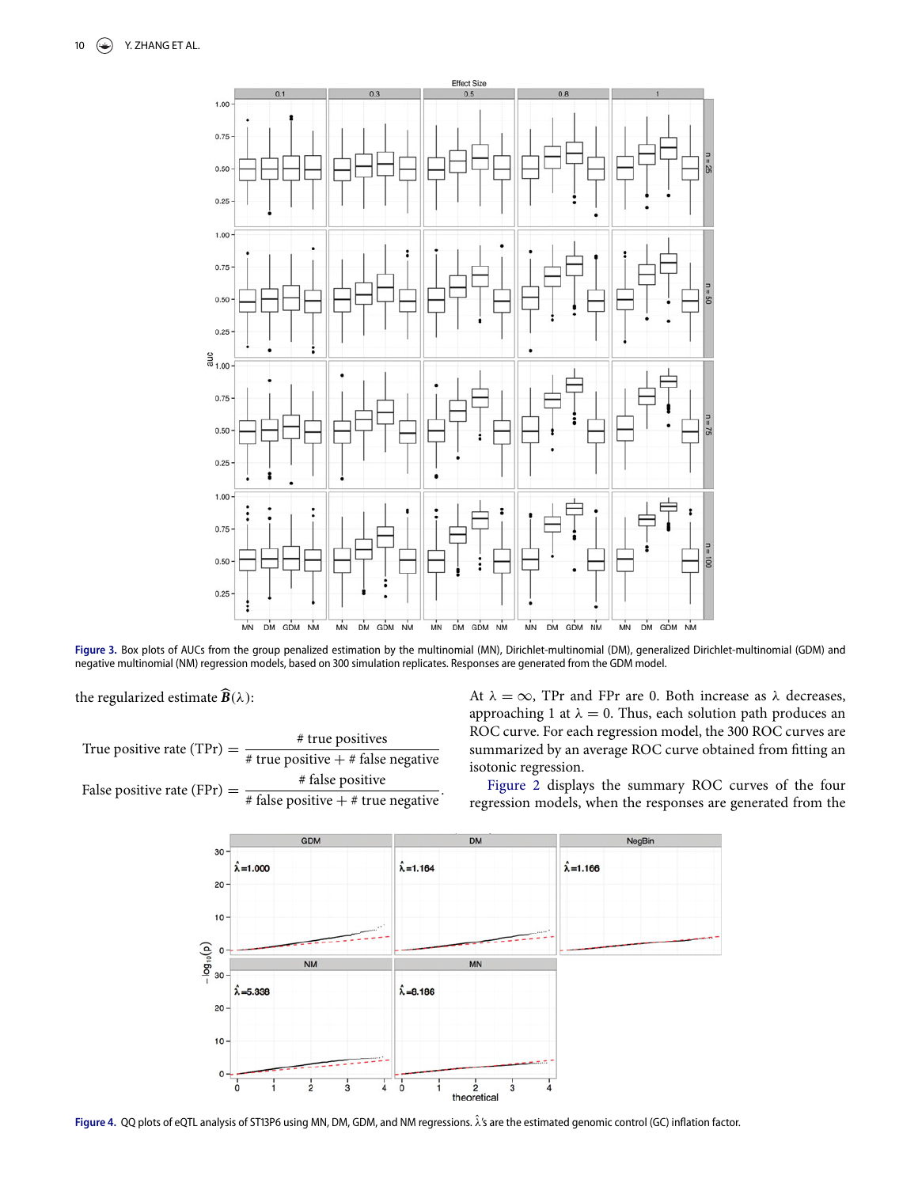Figure 3. Box plots of AUCs from the group penalized estimation by the multinomial (MN), Dirichlet-multinomial (DM), generalized Dirichlet-multinomial (GDM) and negative multinomial (NM) regression models, based on 300 simulation replicates. Responses are generated from the GDM model.

the regularized estimate $\widehat{\boldsymbol{B}}(\lambda)$:

$$\text{True positive rate (TPr)} = \frac{\#\text{ true positives}}{\#\text{ true positive} + \#\text{ false negative}}$$

$$\text{False positive rate (FPr)} = \frac{\#\text{ false positive}}{\#\text{ false positive} + \#\text{ true negative}}.$$

At $\lambda = \infty$, TPr and FPr are 0. Both increase as $\lambda$ decreases, approaching 1 at $\lambda = 0$. Thus, each solution path produces an ROC curve. For each regression model, the 300 ROC curves are summarized by an average ROC curve obtained from fitting an isotonic regression.

Figure 2 displays the summary ROC curves of the four regression models, when the responses are generated from the

Figure 4. QQ plots of eQTL analysis of ST13P6 using MN, DM, GDM, and NM regressions. $\hat{\lambda}$'s are the estimated genomic control (GC) inflation factor.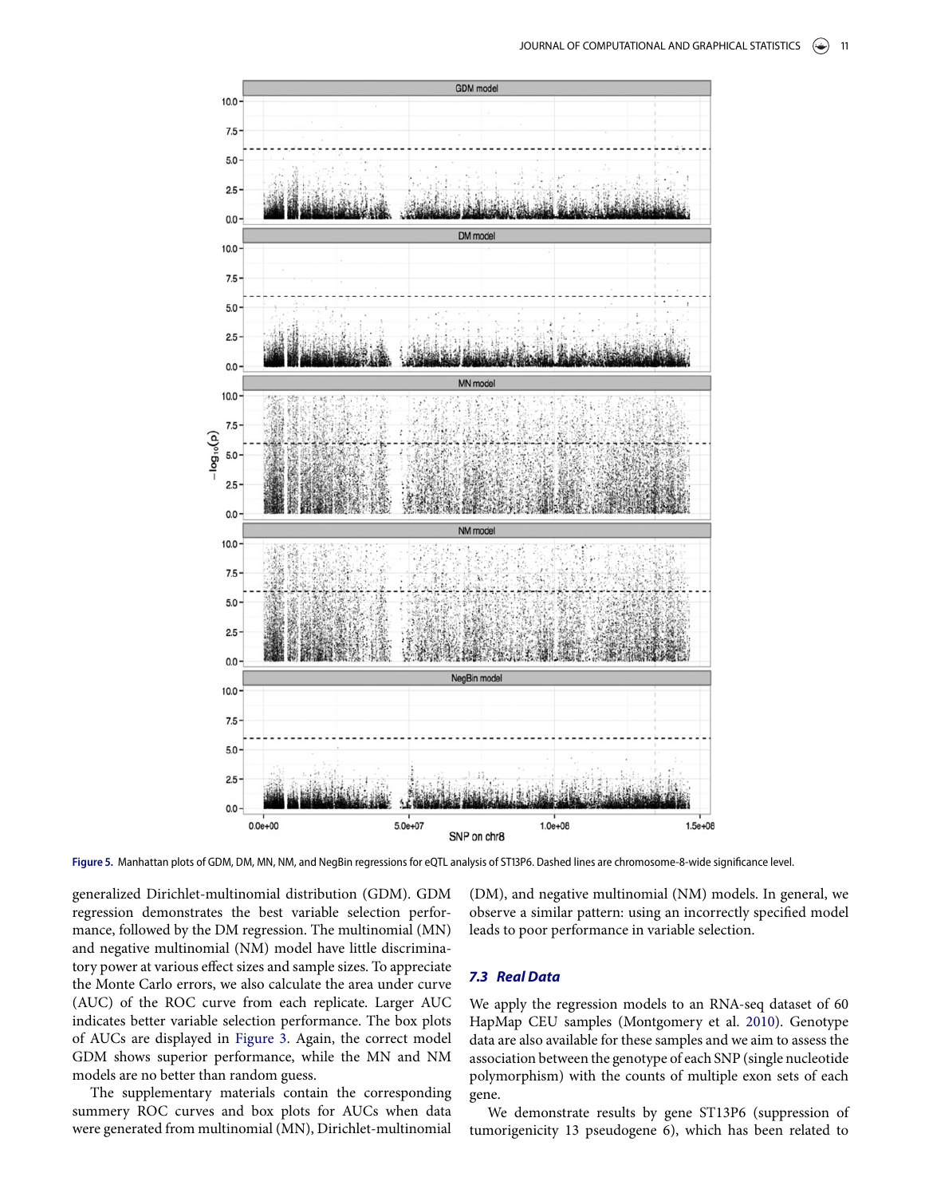Figure 5. Manhattan plots of GDM, DM, MN, NM, and NegBin regressions for eQTL analysis of ST13P6. Dashed lines are chromosome-8-wide significance level.

generalized Dirichlet-multinomial distribution (GDM). GDM regression demonstrates the best variable selection performance, followed by the DM regression. The multinomial (MN) and negative multinomial (NM) model have little discriminatory power at various effect sizes and sample sizes. To appreciate the Monte Carlo errors, we also calculate the area under curve (AUC) of the ROC curve from each replicate. Larger AUC indicates better variable selection performance. The box plots of AUCs are displayed in Figure 3. Again, the correct model GDM shows superior performance, while the MN and NM models are no better than random guess.

The supplementary materials contain the corresponding summery ROC curves and box plots for AUCs when data were generated from multinomial (MN), Dirichlet-multinomial (DM), and negative multinomial (NM) models. In general, we observe a similar pattern: using an incorrectly specified model leads to poor performance in variable selection.

### 7.3 Real Data

We apply the regression models to an RNA-seq dataset of 60 HapMap CEU samples (Montgomery et al. 2010). Genotype data are also available for these samples and we aim to assess the association between the genotype of each SNP (single nucleotide polymorphism) with the counts of multiple exon sets of each gene.

We demonstrate results by gene ST13P6 (suppression of tumorigenicity 13 pseudogene 6), which has been related to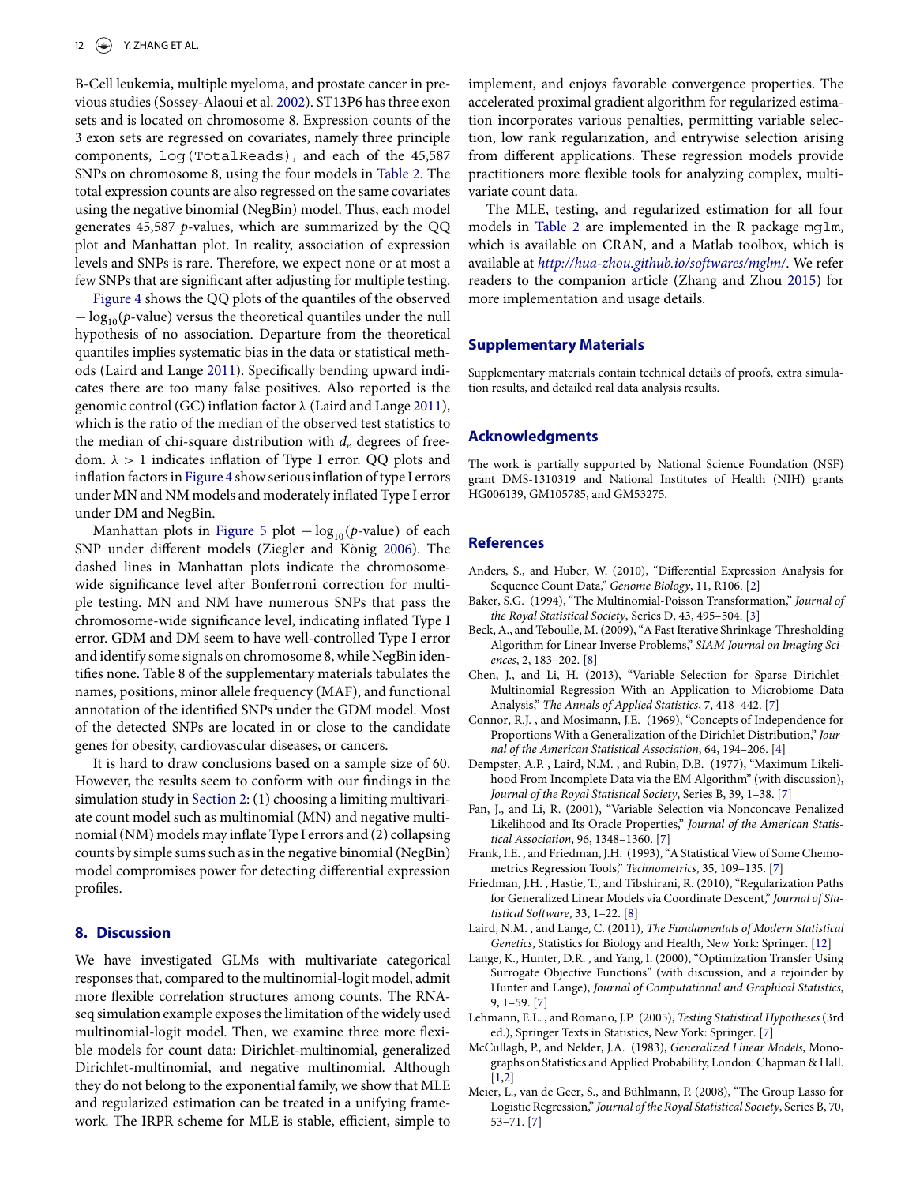B-Cell leukemia, multiple myeloma, and prostate cancer in previous studies (Sossey-Alaoui et al. 2002). ST13P6 has three exon sets and is located on chromosome 8. Expression counts of the 3 exon sets are regressed on covariates, namely three principle components, `log(TotalReads)`, and each of the 45,587 SNPs on chromosome 8, using the four models in Table 2. The total expression counts are also regressed on the same covariates using the negative binomial (NegBin) model. Thus, each model generates 45,587 $p$-values, which are summarized by the QQ plot and Manhattan plot. In reality, association of expression levels and SNPs is rare. Therefore, we expect none or at most a few SNPs that are significant after adjusting for multiple testing.

Figure 4 shows the QQ plots of the quantiles of the observed $-\log_{10}(p\text{-value})$ versus the theoretical quantiles under the null hypothesis of no association. Departure from the theoretical quantiles implies systematic bias in the data or statistical methods (Laird and Lange 2011). Specifically bending upward indicates there are too many false positives. Also reported is the genomic control (GC) inflation factor $\lambda$ (Laird and Lange 2011), which is the ratio of the median of the observed test statistics to the median of chi-square distribution with $d_e$ degrees of freedom. $\lambda > 1$ indicates inflation of Type I error. QQ plots and inflation factors in Figure 4 show serious inflation of type I errors under MN and NM models and moderately inflated Type I error under DM and NegBin.

Manhattan plots in Figure 5 plot $-\log_{10}(p\text{-value})$ of each SNP under different models (Ziegler and König 2006). The dashed lines in Manhattan plots indicate the chromosome-wide significance level after Bonferroni correction for multiple testing. MN and NM have numerous SNPs that pass the chromosome-wide significance level, indicating inflated Type I error. GDM and DM seem to have well-controlled Type I error and identify some signals on chromosome 8, while NegBin identifies none. Table 8 of the supplementary materials tabulates the names, positions, minor allele frequency (MAF), and functional annotation of the identified SNPs under the GDM model. Most of the detected SNPs are located in or close to the candidate genes for obesity, cardiovascular diseases, or cancers.

It is hard to draw conclusions based on a sample size of 60. However, the results seem to conform with our findings in the simulation study in Section 2: (1) choosing a limiting multivariate count model such as multinomial (MN) and negative multinomial (NM) models may inflate Type I errors and (2) collapsing counts by simple sums such as in the negative binomial (NegBin) model compromises power for detecting differential expression profiles.

## 8. Discussion

We have investigated GLMs with multivariate categorical responses that, compared to the multinomial-logit model, admit more flexible correlation structures among counts. The RNA-seq simulation example exposes the limitation of the widely used multinomial-logit model. Then, we examine three more flexible models for count data: Dirichlet-multinomial, generalized Dirichlet-multinomial, and negative multinomial. Although they do not belong to the exponential family, we show that MLE and regularized estimation can be treated in a unifying framework. The IRPR scheme for MLE is stable, efficient, simple to implement, and enjoys favorable convergence properties. The accelerated proximal gradient algorithm for regularized estimation incorporates various penalties, permitting variable selection, low rank regularization, and entrywise selection arising from different applications. These regression models provide practitioners more flexible tools for analyzing complex, multivariate count data.

The MLE, testing, and regularized estimation for all four models in Table 2 are implemented in the R package `mglm`, which is available on CRAN, and a Matlab toolbox, which is available at *http://hua-zhou.github.io/softwares/mglm/*. We refer readers to the companion article (Zhang and Zhou 2015) for more implementation and usage details.

## Supplementary Materials

Supplementary materials contain technical details of proofs, extra simulation results, and detailed real data analysis results.

## Acknowledgments

The work is partially supported by National Science Foundation (NSF) grant DMS-1310319 and National Institutes of Health (NIH) grants HG006139, GM105785, and GM53275.

## References

Anders, S., and Huber, W. (2010), "Differential Expression Analysis for Sequence Count Data," *Genome Biology*, 11, R106. [2]

Baker, S.G. (1994), "The Multinomial-Poisson Transformation," *Journal of the Royal Statistical Society*, Series D, 43, 495–504. [3]

Beck, A., and Teboulle, M. (2009), "A Fast Iterative Shrinkage-Thresholding Algorithm for Linear Inverse Problems," *SIAM Journal on Imaging Sciences*, 2, 183–202. [8]

Chen, J., and Li, H. (2013), "Variable Selection for Sparse Dirichlet-Multinomial Regression With an Application to Microbiome Data Analysis," *The Annals of Applied Statistics*, 7, 418–442. [7]

Connor, R.J. , and Mosimann, J.E. (1969), "Concepts of Independence for Proportions With a Generalization of the Dirichlet Distribution," *Journal of the American Statistical Association*, 64, 194–206. [4]

Dempster, A.P. , Laird, N.M. , and Rubin, D.B. (1977), "Maximum Likelihood From Incomplete Data via the EM Algorithm" (with discussion), *Journal of the Royal Statistical Society*, Series B, 39, 1–38. [7]

Fan, J., and Li, R. (2001), "Variable Selection via Nonconcave Penalized Likelihood and Its Oracle Properties," *Journal of the American Statistical Association*, 96, 1348–1360. [7]

Frank, I.E. , and Friedman, J.H. (1993), "A Statistical View of Some Chemometrics Regression Tools," *Technometrics*, 35, 109–135. [7]

Friedman, J.H. , Hastie, T., and Tibshirani, R. (2010), "Regularization Paths for Generalized Linear Models via Coordinate Descent," *Journal of Statistical Software*, 33, 1–22. [8]

Laird, N.M. , and Lange, C. (2011), *The Fundamentals of Modern Statistical Genetics*, Statistics for Biology and Health, New York: Springer. [12]

Lange, K., Hunter, D.R. , and Yang, I. (2000), "Optimization Transfer Using Surrogate Objective Functions" (with discussion, and a rejoinder by Hunter and Lange), *Journal of Computational and Graphical Statistics*, 9, 1–59. [7]

Lehmann, E.L. , and Romano, J.P. (2005), *Testing Statistical Hypotheses* (3rd ed.), Springer Texts in Statistics, New York: Springer. [7]

McCullagh, P., and Nelder, J.A. (1983), *Generalized Linear Models*, Monographs on Statistics and Applied Probability, London: Chapman & Hall. [1,2]

Meier, L., van de Geer, S., and Bühlmann, P. (2008), "The Group Lasso for Logistic Regression," *Journal of the Royal Statistical Society*, Series B, 70, 53–71. [7]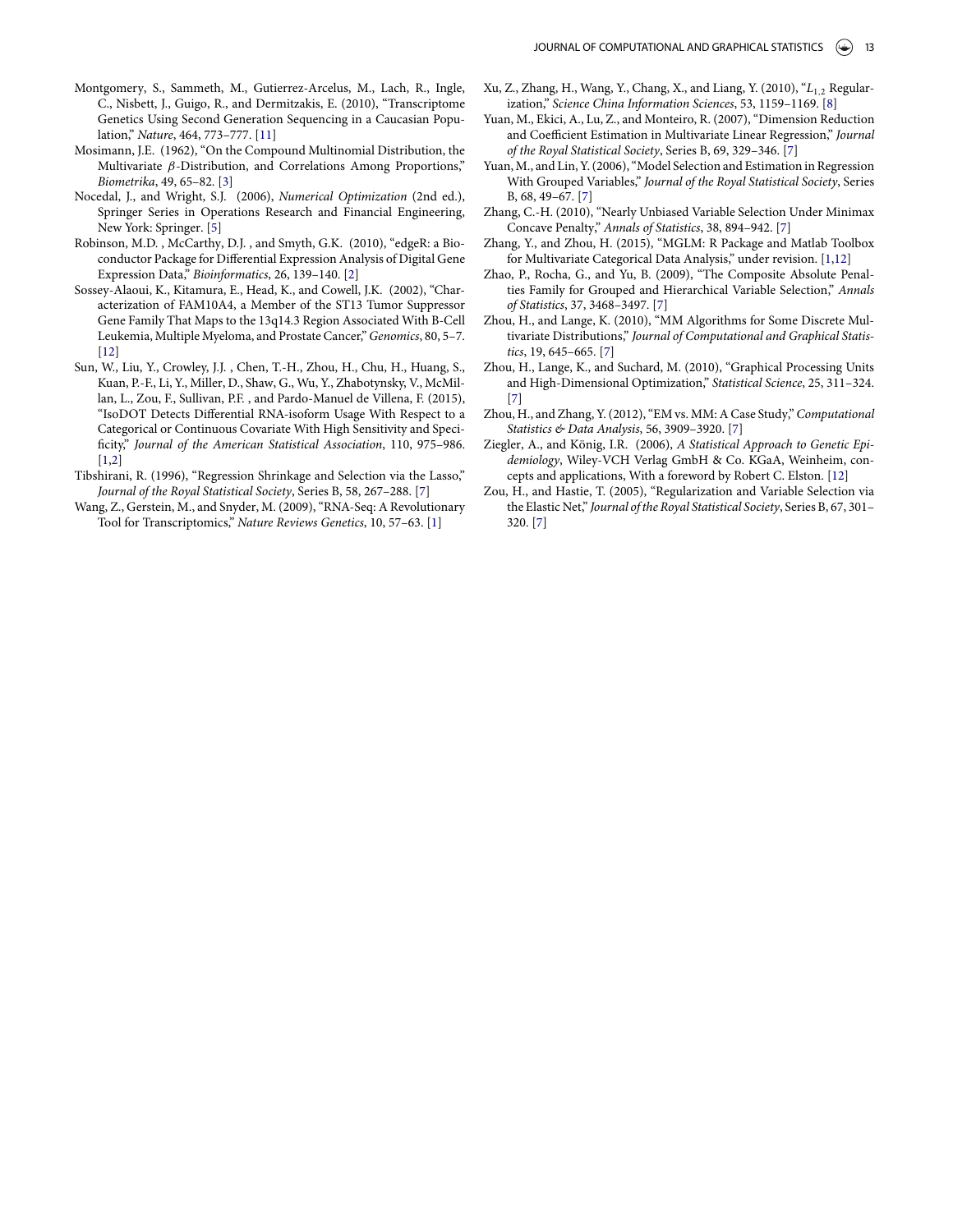Montgomery, S., Sammeth, M., Gutierrez-Arcelus, M., Lach, R., Ingle, C., Nisbett, J., Guigo, R., and Dermitzakis, E. (2010), "Transcriptome Genetics Using Second Generation Sequencing in a Caucasian Population," *Nature*, 464, 773–777. [11]

Mosimann, J.E. (1962), "On the Compound Multinomial Distribution, the Multivariate $\beta$-Distribution, and Correlations Among Proportions," *Biometrika*, 49, 65–82. [3]

Nocedal, J., and Wright, S.J. (2006), *Numerical Optimization* (2nd ed.), Springer Series in Operations Research and Financial Engineering, New York: Springer. [5]

Robinson, M.D. , McCarthy, D.J. , and Smyth, G.K. (2010), "edgeR: a Bioconductor Package for Differential Expression Analysis of Digital Gene Expression Data," *Bioinformatics*, 26, 139–140. [2]

Sossey-Alaoui, K., Kitamura, E., Head, K., and Cowell, J.K. (2002), "Characterization of FAM10A4, a Member of the ST13 Tumor Suppressor Gene Family That Maps to the 13q14.3 Region Associated With B-Cell Leukemia, Multiple Myeloma, and Prostate Cancer," *Genomics*, 80, 5–7. [12]

Sun, W., Liu, Y., Crowley, J.J. , Chen, T.-H., Zhou, H., Chu, H., Huang, S., Kuan, P.-F., Li, Y., Miller, D., Shaw, G., Wu, Y., Zhabotynsky, V., McMillan, L., Zou, F., Sullivan, P.F. , and Pardo-Manuel de Villena, F. (2015), "IsoDOT Detects Differential RNA-isoform Usage With Respect to a Categorical or Continuous Covariate With High Sensitivity and Specificity," *Journal of the American Statistical Association*, 110, 975–986. [1,2]

Tibshirani, R. (1996), "Regression Shrinkage and Selection via the Lasso," *Journal of the Royal Statistical Society*, Series B, 58, 267–288. [7]

Wang, Z., Gerstein, M., and Snyder, M. (2009), "RNA-Seq: A Revolutionary Tool for Transcriptomics," *Nature Reviews Genetics*, 10, 57–63. [1]

Xu, Z., Zhang, H., Wang, Y., Chang, X., and Liang, Y. (2010), "$L_{1,2}$ Regularization," *Science China Information Sciences*, 53, 1159–1169. [8]

Yuan, M., Ekici, A., Lu, Z., and Monteiro, R. (2007), "Dimension Reduction and Coefficient Estimation in Multivariate Linear Regression," *Journal of the Royal Statistical Society*, Series B, 69, 329–346. [7]

Yuan, M., and Lin, Y. (2006), "Model Selection and Estimation in Regression With Grouped Variables," *Journal of the Royal Statistical Society*, Series B, 68, 49–67. [7]

Zhang, C.-H. (2010), "Nearly Unbiased Variable Selection Under Minimax Concave Penalty," *Annals of Statistics*, 38, 894–942. [7]

Zhang, Y., and Zhou, H. (2015), "MGLM: R Package and Matlab Toolbox for Multivariate Categorical Data Analysis," under revision. [1,12]

Zhao, P., Rocha, G., and Yu, B. (2009), "The Composite Absolute Penalties Family for Grouped and Hierarchical Variable Selection," *Annals of Statistics*, 37, 3468–3497. [7]

Zhou, H., and Lange, K. (2010), "MM Algorithms for Some Discrete Multivariate Distributions," *Journal of Computational and Graphical Statistics*, 19, 645–665. [7]

Zhou, H., Lange, K., and Suchard, M. (2010), "Graphical Processing Units and High-Dimensional Optimization," *Statistical Science*, 25, 311–324. [7]

Zhou, H., and Zhang, Y. (2012), "EM vs. MM: A Case Study," *Computational Statistics & Data Analysis*, 56, 3909–3920. [7]

Ziegler, A., and König, I.R. (2006), *A Statistical Approach to Genetic Epidemiology*, Wiley-VCH Verlag GmbH & Co. KGaA, Weinheim, concepts and applications, With a foreword by Robert C. Elston. [12]

Zou, H., and Hastie, T. (2005), "Regularization and Variable Selection via the Elastic Net," *Journal of the Royal Statistical Society*, Series B, 67, 301–320. [7]